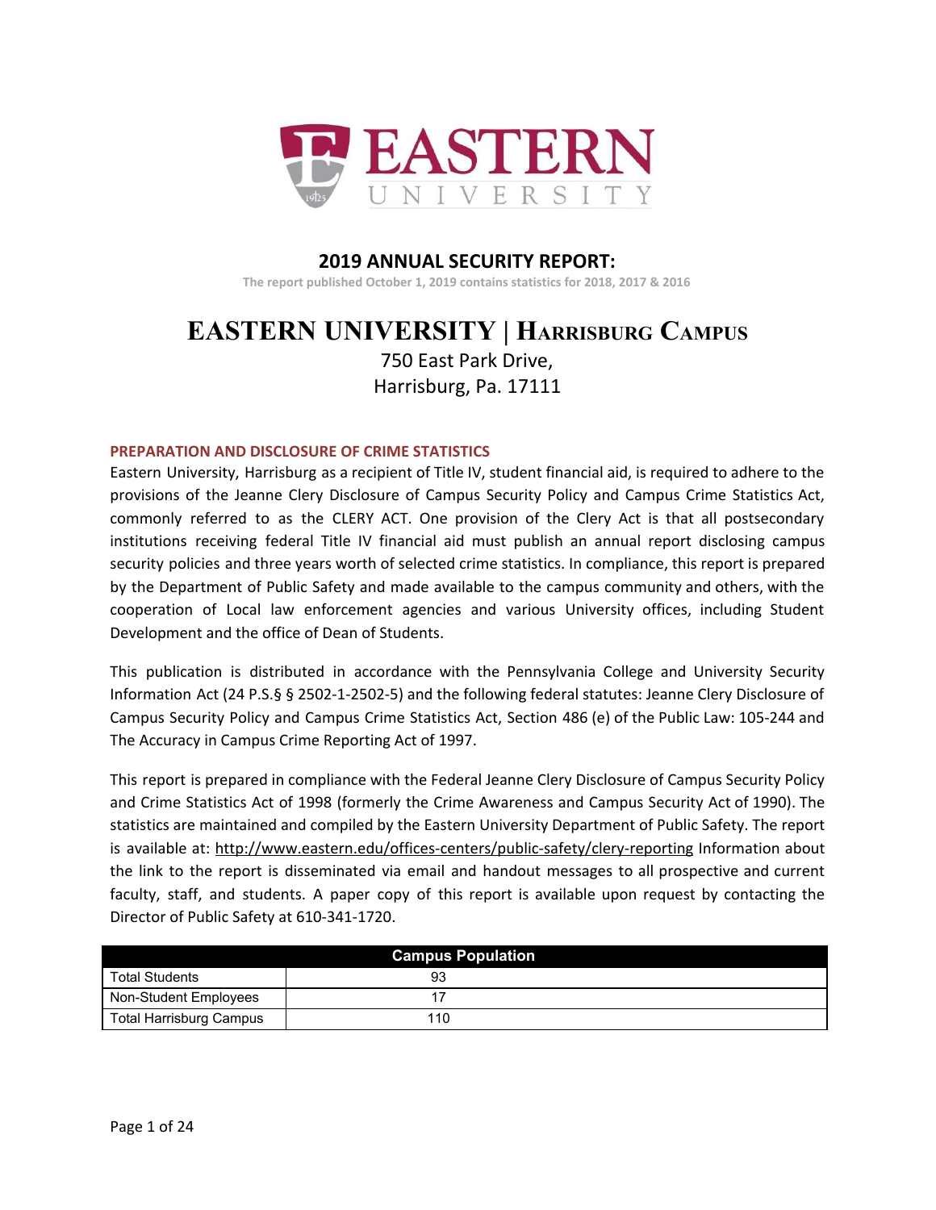EASTERN UNIVERSITY

# 2019 ANNUAL SECURITY REPORT:

The report published October 1, 2019 contains statistics for 2018, 2017 & 2016

# EASTERN UNIVERSITY | HARRISBURG CAMPUS

750 East Park Drive,
Harrisburg, Pa. 17111

## PREPARATION AND DISCLOSURE OF CRIME STATISTICS

Eastern University, Harrisburg as a recipient of Title IV, student financial aid, is required to adhere to the provisions of the Jeanne Clery Disclosure of Campus Security Policy and Campus Crime Statistics Act, commonly referred to as the CLERY ACT. One provision of the Clery Act is that all postsecondary institutions receiving federal Title IV financial aid must publish an annual report disclosing campus security policies and three years worth of selected crime statistics. In compliance, this report is prepared by the Department of Public Safety and made available to the campus community and others, with the cooperation of Local law enforcement agencies and various University offices, including Student Development and the office of Dean of Students.

This publication is distributed in accordance with the Pennsylvania College and University Security Information Act (24 P.S.§ § 2502-1-2502-5) and the following federal statutes: Jeanne Clery Disclosure of Campus Security Policy and Campus Crime Statistics Act, Section 486 (e) of the Public Law: 105-244 and The Accuracy in Campus Crime Reporting Act of 1997.

This report is prepared in compliance with the Federal Jeanne Clery Disclosure of Campus Security Policy and Crime Statistics Act of 1998 (formerly the Crime Awareness and Campus Security Act of 1990). The statistics are maintained and compiled by the Eastern University Department of Public Safety. The report is available at: http://www.eastern.edu/offices-centers/public-safety/clery-reporting Information about the link to the report is disseminated via email and handout messages to all prospective and current faculty, staff, and students. A paper copy of this report is available upon request by contacting the Director of Public Safety at 610-341-1720.

| Campus Population | |
|---|---|
| Total Students | 93 |
| Non-Student Employees | 17 |
| Total Harrisburg Campus | 110 |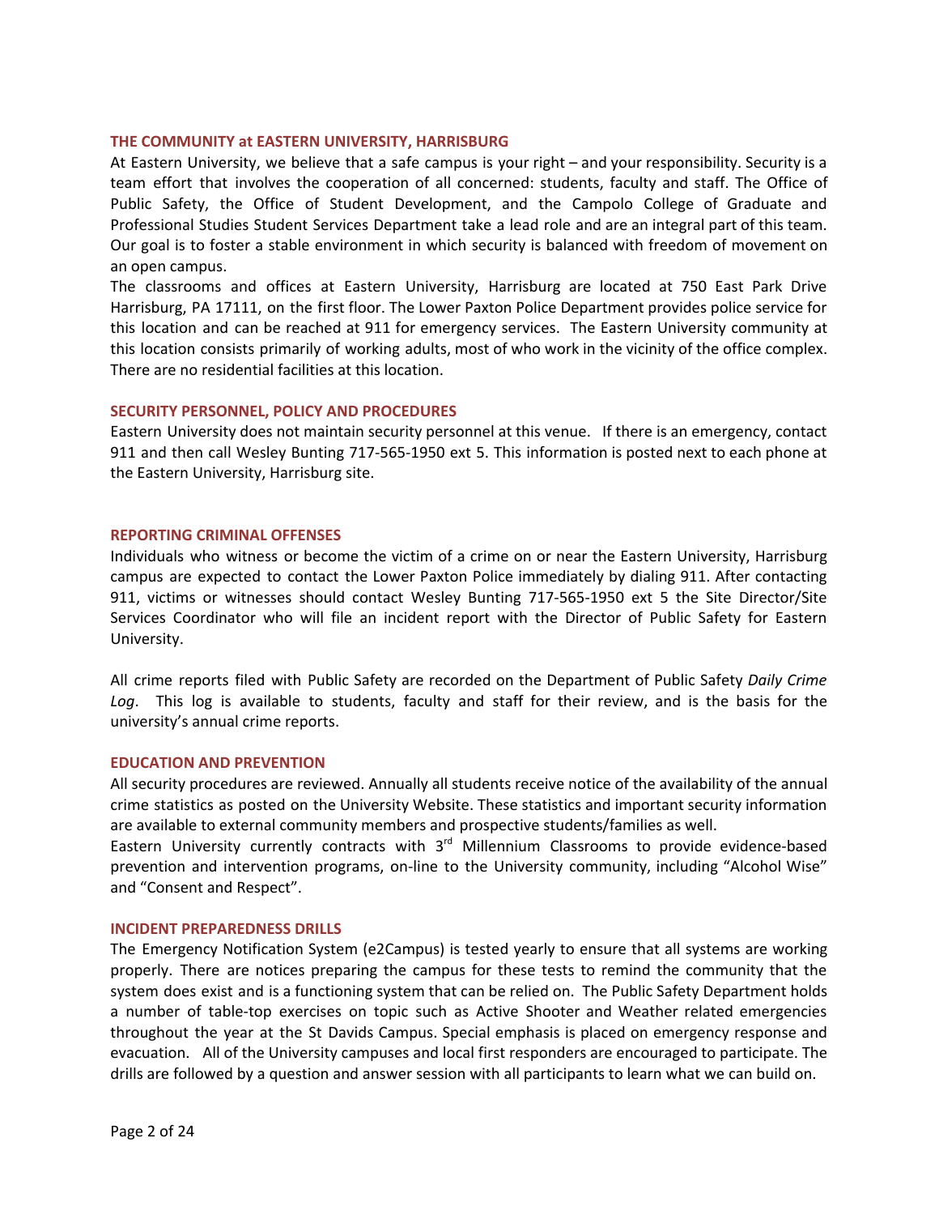## THE COMMUNITY at EASTERN UNIVERSITY, HARRISBURG

At Eastern University, we believe that a safe campus is your right – and your responsibility. Security is a team effort that involves the cooperation of all concerned: students, faculty and staff. The Office of Public Safety, the Office of Student Development, and the Campolo College of Graduate and Professional Studies Student Services Department take a lead role and are an integral part of this team. Our goal is to foster a stable environment in which security is balanced with freedom of movement on an open campus.

The classrooms and offices at Eastern University, Harrisburg are located at 750 East Park Drive Harrisburg, PA 17111, on the first floor. The Lower Paxton Police Department provides police service for this location and can be reached at 911 for emergency services. The Eastern University community at this location consists primarily of working adults, most of who work in the vicinity of the office complex. There are no residential facilities at this location.

## SECURITY PERSONNEL, POLICY AND PROCEDURES

Eastern University does not maintain security personnel at this venue. If there is an emergency, contact 911 and then call Wesley Bunting 717-565-1950 ext 5. This information is posted next to each phone at the Eastern University, Harrisburg site.

## REPORTING CRIMINAL OFFENSES

Individuals who witness or become the victim of a crime on or near the Eastern University, Harrisburg campus are expected to contact the Lower Paxton Police immediately by dialing 911. After contacting 911, victims or witnesses should contact Wesley Bunting 717-565-1950 ext 5 the Site Director/Site Services Coordinator who will file an incident report with the Director of Public Safety for Eastern University.

All crime reports filed with Public Safety are recorded on the Department of Public Safety *Daily Crime Log*. This log is available to students, faculty and staff for their review, and is the basis for the university's annual crime reports.

## EDUCATION AND PREVENTION

All security procedures are reviewed. Annually all students receive notice of the availability of the annual crime statistics as posted on the University Website. These statistics and important security information are available to external community members and prospective students/families as well.

Eastern University currently contracts with 3rd Millennium Classrooms to provide evidence-based prevention and intervention programs, on-line to the University community, including "Alcohol Wise" and "Consent and Respect".

## INCIDENT PREPAREDNESS DRILLS

The Emergency Notification System (e2Campus) is tested yearly to ensure that all systems are working properly. There are notices preparing the campus for these tests to remind the community that the system does exist and is a functioning system that can be relied on. The Public Safety Department holds a number of table-top exercises on topic such as Active Shooter and Weather related emergencies throughout the year at the St Davids Campus. Special emphasis is placed on emergency response and evacuation. All of the University campuses and local first responders are encouraged to participate. The drills are followed by a question and answer session with all participants to learn what we can build on.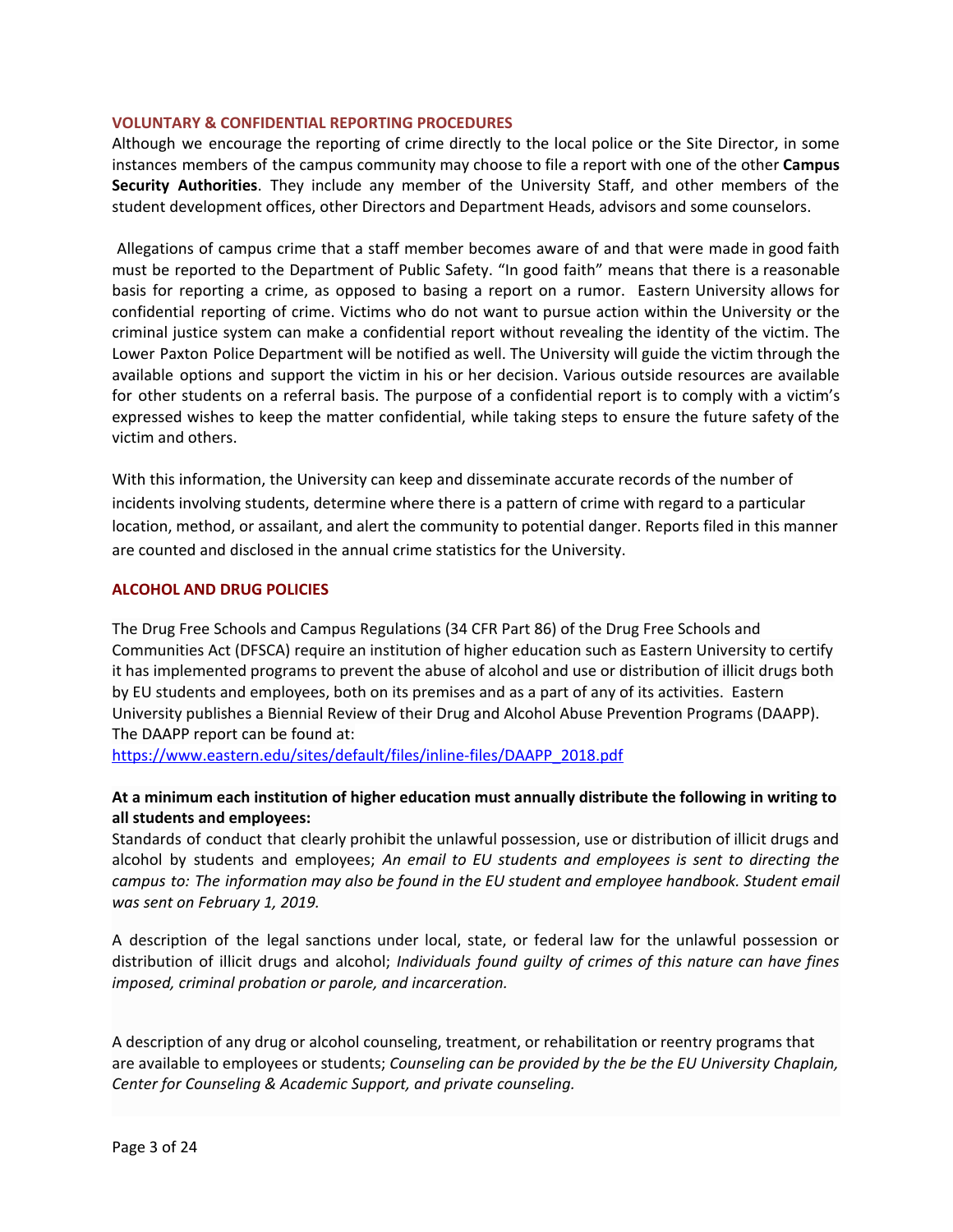## VOLUNTARY & CONFIDENTIAL REPORTING PROCEDURES

Although we encourage the reporting of crime directly to the local police or the Site Director, in some instances members of the campus community may choose to file a report with one of the other **Campus Security Authorities**. They include any member of the University Staff, and other members of the student development offices, other Directors and Department Heads, advisors and some counselors.

Allegations of campus crime that a staff member becomes aware of and that were made in good faith must be reported to the Department of Public Safety. "In good faith" means that there is a reasonable basis for reporting a crime, as opposed to basing a report on a rumor. Eastern University allows for confidential reporting of crime. Victims who do not want to pursue action within the University or the criminal justice system can make a confidential report without revealing the identity of the victim. The Lower Paxton Police Department will be notified as well. The University will guide the victim through the available options and support the victim in his or her decision. Various outside resources are available for other students on a referral basis. The purpose of a confidential report is to comply with a victim's expressed wishes to keep the matter confidential, while taking steps to ensure the future safety of the victim and others.

With this information, the University can keep and disseminate accurate records of the number of incidents involving students, determine where there is a pattern of crime with regard to a particular location, method, or assailant, and alert the community to potential danger. Reports filed in this manner are counted and disclosed in the annual crime statistics for the University.

## ALCOHOL AND DRUG POLICIES

The Drug Free Schools and Campus Regulations (34 CFR Part 86) of the Drug Free Schools and Communities Act (DFSCA) require an institution of higher education such as Eastern University to certify it has implemented programs to prevent the abuse of alcohol and use or distribution of illicit drugs both by EU students and employees, both on its premises and as a part of any of its activities. Eastern University publishes a Biennial Review of their Drug and Alcohol Abuse Prevention Programs (DAAPP). The DAAPP report can be found at:
[https://www.eastern.edu/sites/default/files/inline-files/DAAPP_2018.pdf](https://www.eastern.edu/sites/default/files/inline-files/DAAPP_2018.pdf)

**At a minimum each institution of higher education must annually distribute the following in writing to all students and employees:**

Standards of conduct that clearly prohibit the unlawful possession, use or distribution of illicit drugs and alcohol by students and employees; *An email to EU students and employees is sent to directing the campus to: The information may also be found in the EU student and employee handbook. Student email was sent on February 1, 2019.*

A description of the legal sanctions under local, state, or federal law for the unlawful possession or distribution of illicit drugs and alcohol; *Individuals found guilty of crimes of this nature can have fines imposed, criminal probation or parole, and incarceration.*

A description of any drug or alcohol counseling, treatment, or rehabilitation or reentry programs that are available to employees or students; *Counseling can be provided by the be the EU University Chaplain, Center for Counseling & Academic Support, and private counseling.*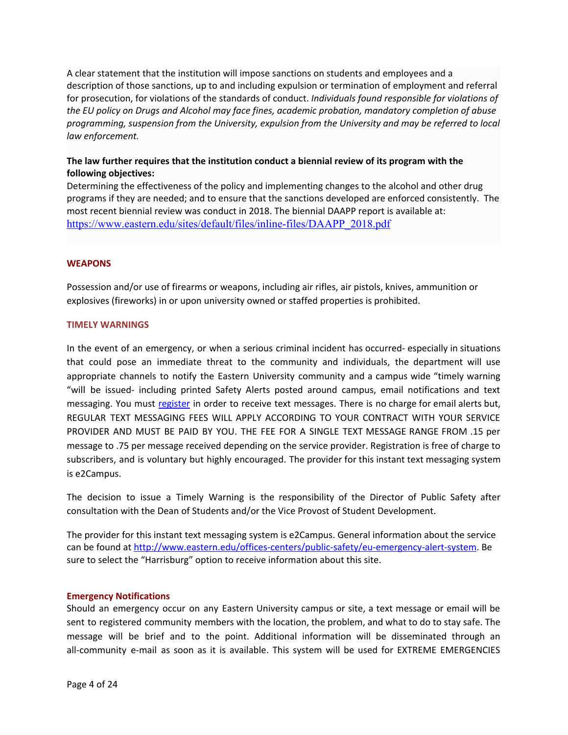A clear statement that the institution will impose sanctions on students and employees and a description of those sanctions, up to and including expulsion or termination of employment and referral for prosecution, for violations of the standards of conduct. *Individuals found responsible for violations of the EU policy on Drugs and Alcohol may face fines, academic probation, mandatory completion of abuse programming, suspension from the University, expulsion from the University and may be referred to local law enforcement.*

**The law further requires that the institution conduct a biennial review of its program with the following objectives:**
Determining the effectiveness of the policy and implementing changes to the alcohol and other drug programs if they are needed; and to ensure that the sanctions developed are enforced consistently. The most recent biennial review was conduct in 2018. The biennial DAAPP report is available at: https://www.eastern.edu/sites/default/files/inline-files/DAAPP_2018.pdf

## WEAPONS

Possession and/or use of firearms or weapons, including air rifles, air pistols, knives, ammunition or explosives (fireworks) in or upon university owned or staffed properties is prohibited.

## TIMELY WARNINGS

In the event of an emergency, or when a serious criminal incident has occurred- especially in situations that could pose an immediate threat to the community and individuals, the department will use appropriate channels to notify the Eastern University community and a campus wide "timely warning "will be issued- including printed Safety Alerts posted around campus, email notifications and text messaging. You must register in order to receive text messages. There is no charge for email alerts but, REGULAR TEXT MESSAGING FEES WILL APPLY ACCORDING TO YOUR CONTRACT WITH YOUR SERVICE PROVIDER AND MUST BE PAID BY YOU. THE FEE FOR A SINGLE TEXT MESSAGE RANGE FROM .15 per message to .75 per message received depending on the service provider. Registration is free of charge to subscribers, and is voluntary but highly encouraged. The provider for this instant text messaging system is e2Campus.

The decision to issue a Timely Warning is the responsibility of the Director of Public Safety after consultation with the Dean of Students and/or the Vice Provost of Student Development.

The provider for this instant text messaging system is e2Campus. General information about the service can be found at http://www.eastern.edu/offices-centers/public-safety/eu-emergency-alert-system. Be sure to select the "Harrisburg" option to receive information about this site.

## Emergency Notifications

Should an emergency occur on any Eastern University campus or site, a text message or email will be sent to registered community members with the location, the problem, and what to do to stay safe. The message will be brief and to the point. Additional information will be disseminated through an all-community e-mail as soon as it is available. This system will be used for EXTREME EMERGENCIES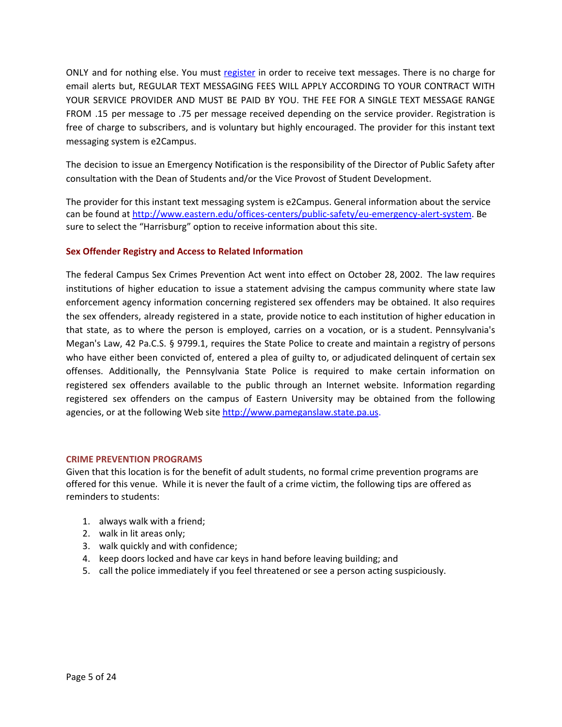ONLY and for nothing else. You must [register](register) in order to receive text messages. There is no charge for email alerts but, REGULAR TEXT MESSAGING FEES WILL APPLY ACCORDING TO YOUR CONTRACT WITH YOUR SERVICE PROVIDER AND MUST BE PAID BY YOU. THE FEE FOR A SINGLE TEXT MESSAGE RANGE FROM .15 per message to .75 per message received depending on the service provider. Registration is free of charge to subscribers, and is voluntary but highly encouraged. The provider for this instant text messaging system is e2Campus.

The decision to issue an Emergency Notification is the responsibility of the Director of Public Safety after consultation with the Dean of Students and/or the Vice Provost of Student Development.

The provider for this instant text messaging system is e2Campus. General information about the service can be found at http://www.eastern.edu/offices-centers/public-safety/eu-emergency-alert-system. Be sure to select the "Harrisburg" option to receive information about this site.

### Sex Offender Registry and Access to Related Information

The federal Campus Sex Crimes Prevention Act went into effect on October 28, 2002. The law requires institutions of higher education to issue a statement advising the campus community where state law enforcement agency information concerning registered sex offenders may be obtained. It also requires the sex offenders, already registered in a state, provide notice to each institution of higher education in that state, as to where the person is employed, carries on a vocation, or is a student. Pennsylvania's Megan's Law, 42 Pa.C.S. § 9799.1, requires the State Police to create and maintain a registry of persons who have either been convicted of, entered a plea of guilty to, or adjudicated delinquent of certain sex offenses. Additionally, the Pennsylvania State Police is required to make certain information on registered sex offenders available to the public through an Internet website. Information regarding registered sex offenders on the campus of Eastern University may be obtained from the following agencies, or at the following Web site http://www.pameganslaw.state.pa.us.

### CRIME PREVENTION PROGRAMS

Given that this location is for the benefit of adult students, no formal crime prevention programs are offered for this venue. While it is never the fault of a crime victim, the following tips are offered as reminders to students:

1. always walk with a friend;
2. walk in lit areas only;
3. walk quickly and with confidence;
4. keep doors locked and have car keys in hand before leaving building; and
5. call the police immediately if you feel threatened or see a person acting suspiciously.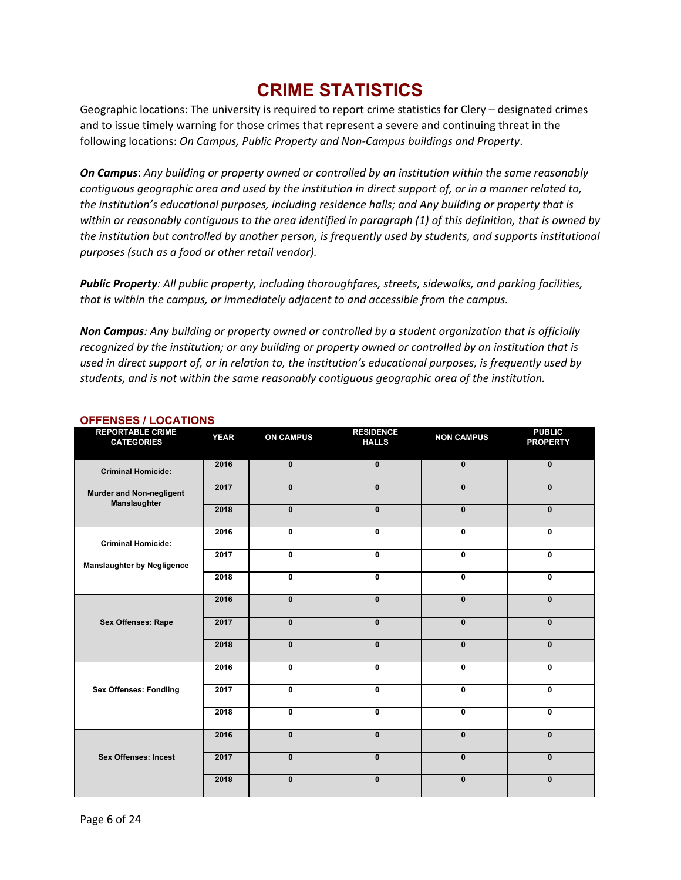# CRIME STATISTICS

Geographic locations: The university is required to report crime statistics for Clery – designated crimes and to issue timely warning for those crimes that represent a severe and continuing threat in the following locations: *On Campus, Public Property and Non-Campus buildings and Property*.

***On Campus***: *Any building or property owned or controlled by an institution within the same reasonably contiguous geographic area and used by the institution in direct support of, or in a manner related to, the institution's educational purposes, including residence halls; and Any building or property that is within or reasonably contiguous to the area identified in paragraph (1) of this definition, that is owned by the institution but controlled by another person, is frequently used by students, and supports institutional purposes (such as a food or other retail vendor).*

***Public Property****: All public property, including thoroughfares, streets, sidewalks, and parking facilities, that is within the campus, or immediately adjacent to and accessible from the campus.*

***Non Campus****: Any building or property owned or controlled by a student organization that is officially recognized by the institution; or any building or property owned or controlled by an institution that is used in direct support of, or in relation to, the institution's educational purposes, is frequently used by students, and is not within the same reasonably contiguous geographic area of the institution.*

### OFFENSES / LOCATIONS

| REPORTABLE CRIME CATEGORIES | YEAR | ON CAMPUS | RESIDENCE HALLS | NON CAMPUS | PUBLIC PROPERTY |
|---|---|---|---|---|---|
| Criminal Homicide: Murder and Non-negligent Manslaughter | 2016 | 0 | 0 | 0 | 0 |
| | 2017 | 0 | 0 | 0 | 0 |
| | 2018 | 0 | 0 | 0 | 0 |
| Criminal Homicide: Manslaughter by Negligence | 2016 | 0 | 0 | 0 | 0 |
| | 2017 | 0 | 0 | 0 | 0 |
| | 2018 | 0 | 0 | 0 | 0 |
| Sex Offenses: Rape | 2016 | 0 | 0 | 0 | 0 |
| | 2017 | 0 | 0 | 0 | 0 |
| | 2018 | 0 | 0 | 0 | 0 |
| Sex Offenses: Fondling | 2016 | 0 | 0 | 0 | 0 |
| | 2017 | 0 | 0 | 0 | 0 |
| | 2018 | 0 | 0 | 0 | 0 |
| Sex Offenses: Incest | 2016 | 0 | 0 | 0 | 0 |
| | 2017 | 0 | 0 | 0 | 0 |
| | 2018 | 0 | 0 | 0 | 0 |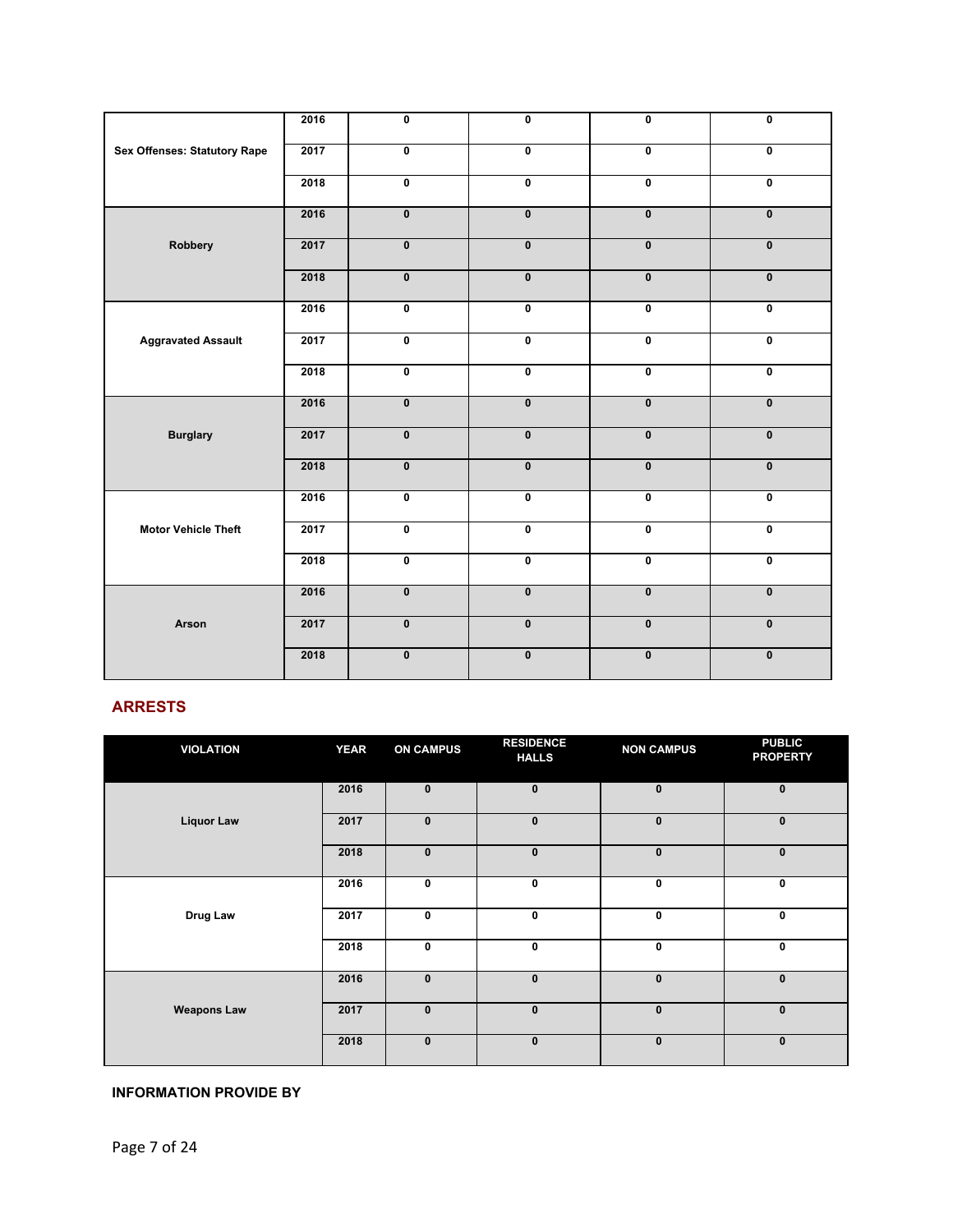| | | | | | |
|---|---|---|---|---|---|
| Sex Offenses: Statutory Rape | 2016 | 0 | 0 | 0 | 0 |
| | 2017 | 0 | 0 | 0 | 0 |
| | 2018 | 0 | 0 | 0 | 0 |
| Robbery | 2016 | 0 | 0 | 0 | 0 |
| | 2017 | 0 | 0 | 0 | 0 |
| | 2018 | 0 | 0 | 0 | 0 |
| Aggravated Assault | 2016 | 0 | 0 | 0 | 0 |
| | 2017 | 0 | 0 | 0 | 0 |
| | 2018 | 0 | 0 | 0 | 0 |
| Burglary | 2016 | 0 | 0 | 0 | 0 |
| | 2017 | 0 | 0 | 0 | 0 |
| | 2018 | 0 | 0 | 0 | 0 |
| Motor Vehicle Theft | 2016 | 0 | 0 | 0 | 0 |
| | 2017 | 0 | 0 | 0 | 0 |
| | 2018 | 0 | 0 | 0 | 0 |
| Arson | 2016 | 0 | 0 | 0 | 0 |
| | 2017 | 0 | 0 | 0 | 0 |
| | 2018 | 0 | 0 | 0 | 0 |

## ARRESTS

| VIOLATION | YEAR | ON CAMPUS | RESIDENCE HALLS | NON CAMPUS | PUBLIC PROPERTY |
|---|---|---|---|---|---|
| Liquor Law | 2016 | 0 | 0 | 0 | 0 |
| | 2017 | 0 | 0 | 0 | 0 |
| | 2018 | 0 | 0 | 0 | 0 |
| Drug Law | 2016 | 0 | 0 | 0 | 0 |
| | 2017 | 0 | 0 | 0 | 0 |
| | 2018 | 0 | 0 | 0 | 0 |
| Weapons Law | 2016 | 0 | 0 | 0 | 0 |
| | 2017 | 0 | 0 | 0 | 0 |
| | 2018 | 0 | 0 | 0 | 0 |

**INFORMATION PROVIDE BY**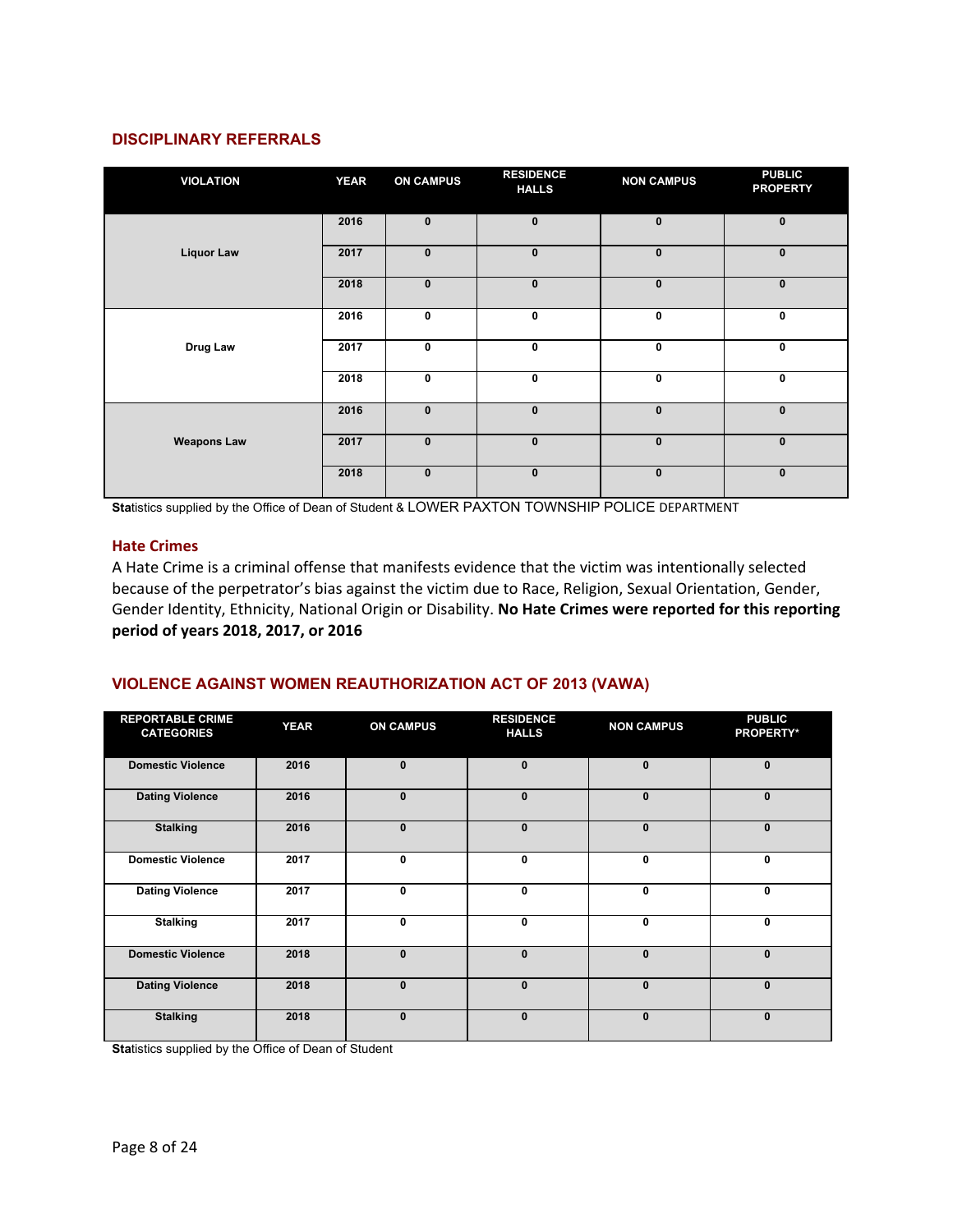## DISCIPLINARY REFERRALS

| VIOLATION | YEAR | ON CAMPUS | RESIDENCE HALLS | NON CAMPUS | PUBLIC PROPERTY |
|---|---|---|---|---|---|
| Liquor Law | 2016 | 0 | 0 | 0 | 0 |
| | 2017 | 0 | 0 | 0 | 0 |
| | 2018 | 0 | 0 | 0 | 0 |
| Drug Law | 2016 | 0 | 0 | 0 | 0 |
| | 2017 | 0 | 0 | 0 | 0 |
| | 2018 | 0 | 0 | 0 | 0 |
| Weapons Law | 2016 | 0 | 0 | 0 | 0 |
| | 2017 | 0 | 0 | 0 | 0 |
| | 2018 | 0 | 0 | 0 | 0 |

**Sta**tistics supplied by the Office of Dean of Student & LOWER PAXTON TOWNSHIP POLICE DEPARTMENT

### Hate Crimes

A Hate Crime is a criminal offense that manifests evidence that the victim was intentionally selected because of the perpetrator's bias against the victim due to Race, Religion, Sexual Orientation, Gender, Gender Identity, Ethnicity, National Origin or Disability. **No Hate Crimes were reported for this reporting period of years 2018, 2017, or 2016**

## VIOLENCE AGAINST WOMEN REAUTHORIZATION ACT OF 2013 (VAWA)

| REPORTABLE CRIME CATEGORIES | YEAR | ON CAMPUS | RESIDENCE HALLS | NON CAMPUS | PUBLIC PROPERTY* |
|---|---|---|---|---|---|
| Domestic Violence | 2016 | 0 | 0 | 0 | 0 |
| Dating Violence | 2016 | 0 | 0 | 0 | 0 |
| Stalking | 2016 | 0 | 0 | 0 | 0 |
| Domestic Violence | 2017 | 0 | 0 | 0 | 0 |
| Dating Violence | 2017 | 0 | 0 | 0 | 0 |
| Stalking | 2017 | 0 | 0 | 0 | 0 |
| Domestic Violence | 2018 | 0 | 0 | 0 | 0 |
| Dating Violence | 2018 | 0 | 0 | 0 | 0 |
| Stalking | 2018 | 0 | 0 | 0 | 0 |

**Sta**tistics supplied by the Office of Dean of Student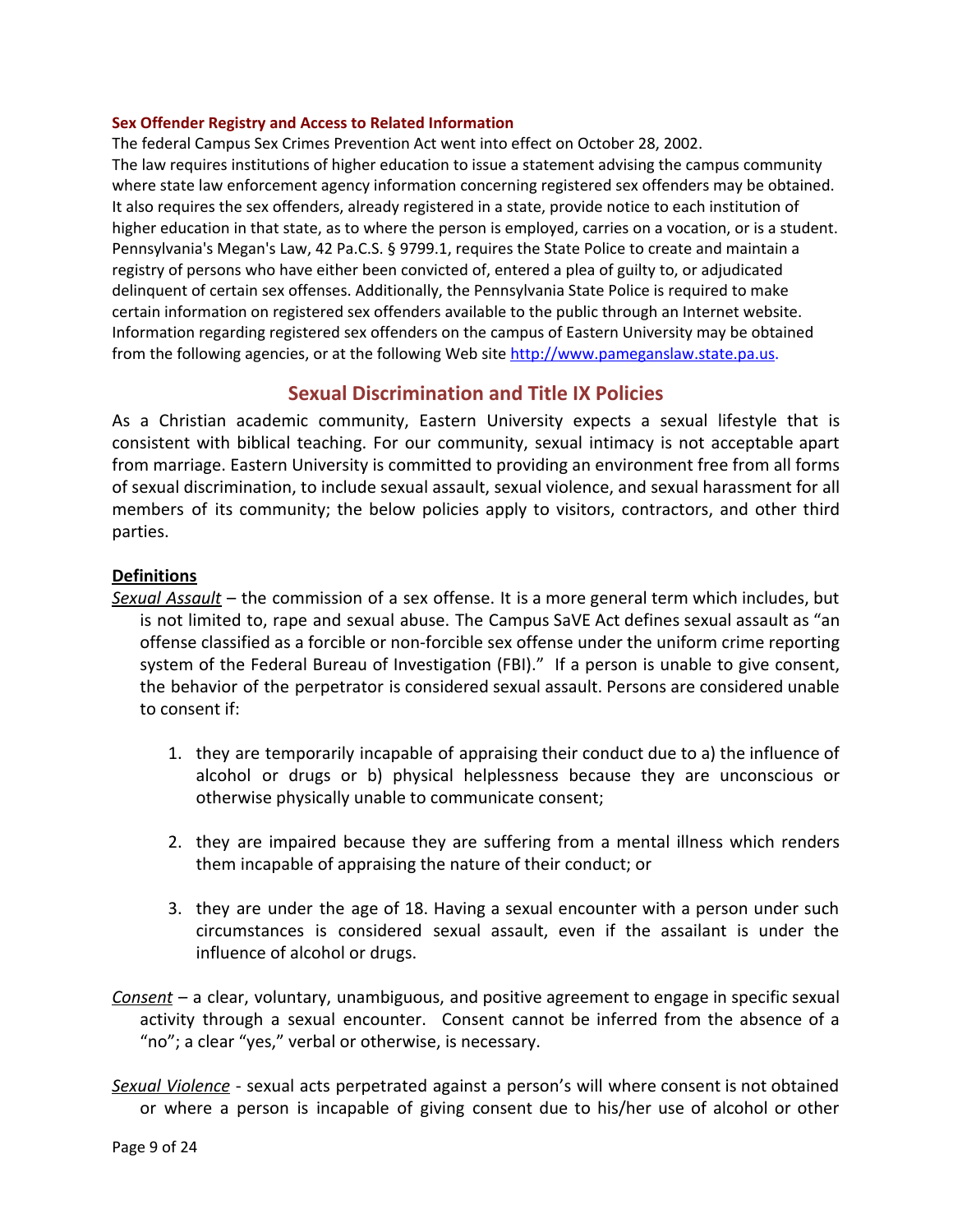**Sex Offender Registry and Access to Related Information**

The federal Campus Sex Crimes Prevention Act went into effect on October 28, 2002. The law requires institutions of higher education to issue a statement advising the campus community where state law enforcement agency information concerning registered sex offenders may be obtained. It also requires the sex offenders, already registered in a state, provide notice to each institution of higher education in that state, as to where the person is employed, carries on a vocation, or is a student. Pennsylvania's Megan's Law, 42 Pa.C.S. § 9799.1, requires the State Police to create and maintain a registry of persons who have either been convicted of, entered a plea of guilty to, or adjudicated delinquent of certain sex offenses. Additionally, the Pennsylvania State Police is required to make certain information on registered sex offenders available to the public through an Internet website. Information regarding registered sex offenders on the campus of Eastern University may be obtained from the following agencies, or at the following Web site [http://www.pameganslaw.state.pa.us](http://www.pameganslaw.state.pa.us).

## Sexual Discrimination and Title IX Policies

As a Christian academic community, Eastern University expects a sexual lifestyle that is consistent with biblical teaching. For our community, sexual intimacy is not acceptable apart from marriage. Eastern University is committed to providing an environment free from all forms of sexual discrimination, to include sexual assault, sexual violence, and sexual harassment for all members of its community; the below policies apply to visitors, contractors, and other third parties.

**Definitions**

*Sexual Assault* – the commission of a sex offense. It is a more general term which includes, but is not limited to, rape and sexual abuse. The Campus SaVE Act defines sexual assault as "an offense classified as a forcible or non-forcible sex offense under the uniform crime reporting system of the Federal Bureau of Investigation (FBI)." If a person is unable to give consent, the behavior of the perpetrator is considered sexual assault. Persons are considered unable to consent if:

1. they are temporarily incapable of appraising their conduct due to a) the influence of alcohol or drugs or b) physical helplessness because they are unconscious or otherwise physically unable to communicate consent;

2. they are impaired because they are suffering from a mental illness which renders them incapable of appraising the nature of their conduct; or

3. they are under the age of 18. Having a sexual encounter with a person under such circumstances is considered sexual assault, even if the assailant is under the influence of alcohol or drugs.

*Consent* – a clear, voluntary, unambiguous, and positive agreement to engage in specific sexual activity through a sexual encounter. Consent cannot be inferred from the absence of a "no"; a clear "yes," verbal or otherwise, is necessary.

*Sexual Violence* - sexual acts perpetrated against a person's will where consent is not obtained or where a person is incapable of giving consent due to his/her use of alcohol or other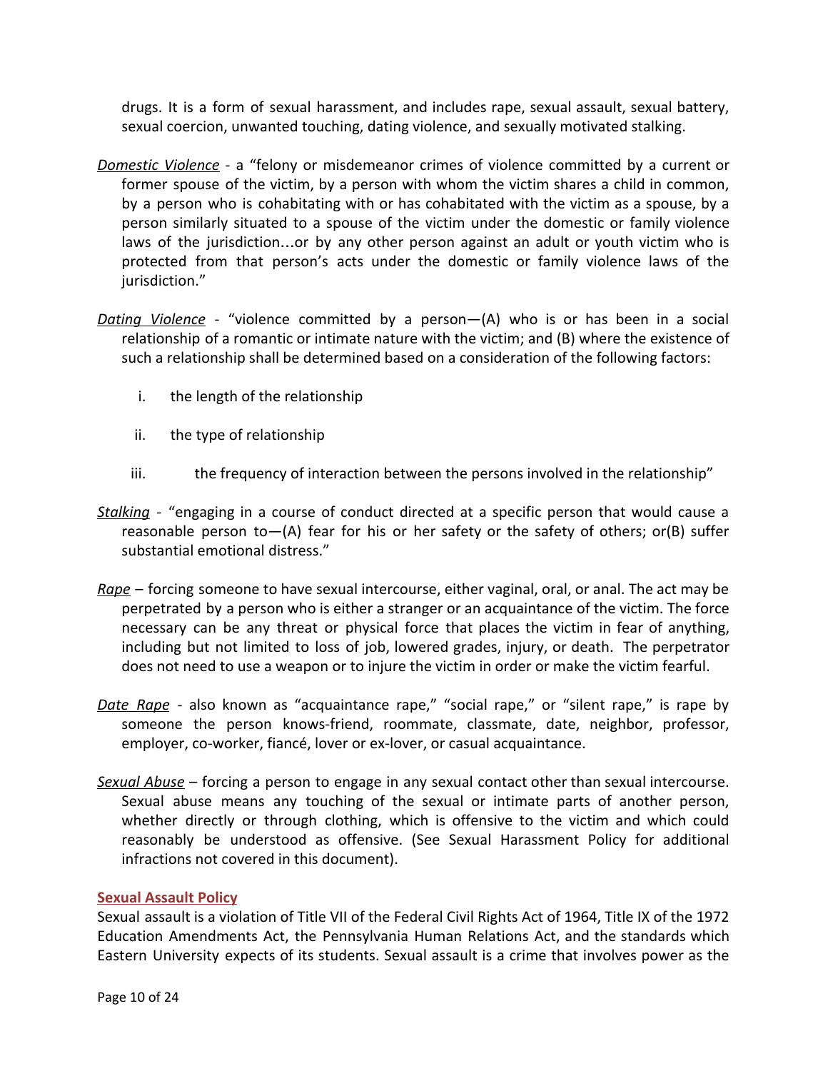drugs. It is a form of sexual harassment, and includes rape, sexual assault, sexual battery, sexual coercion, unwanted touching, dating violence, and sexually motivated stalking.

*Domestic Violence* - a "felony or misdemeanor crimes of violence committed by a current or former spouse of the victim, by a person with whom the victim shares a child in common, by a person who is cohabitating with or has cohabitated with the victim as a spouse, by a person similarly situated to a spouse of the victim under the domestic or family violence laws of the jurisdiction…or by any other person against an adult or youth victim who is protected from that person's acts under the domestic or family violence laws of the jurisdiction."

*Dating Violence* - "violence committed by a person—(A) who is or has been in a social relationship of a romantic or intimate nature with the victim; and (B) where the existence of such a relationship shall be determined based on a consideration of the following factors:

i. the length of the relationship

ii. the type of relationship

iii. the frequency of interaction between the persons involved in the relationship"

*Stalking* - "engaging in a course of conduct directed at a specific person that would cause a reasonable person to—(A) fear for his or her safety or the safety of others; or(B) suffer substantial emotional distress."

*Rape* – forcing someone to have sexual intercourse, either vaginal, oral, or anal. The act may be perpetrated by a person who is either a stranger or an acquaintance of the victim. The force necessary can be any threat or physical force that places the victim in fear of anything, including but not limited to loss of job, lowered grades, injury, or death. The perpetrator does not need to use a weapon or to injure the victim in order or make the victim fearful.

*Date Rape* - also known as "acquaintance rape," "social rape," or "silent rape," is rape by someone the person knows-friend, roommate, classmate, date, neighbor, professor, employer, co-worker, fiancé, lover or ex-lover, or casual acquaintance.

*Sexual Abuse* – forcing a person to engage in any sexual contact other than sexual intercourse. Sexual abuse means any touching of the sexual or intimate parts of another person, whether directly or through clothing, which is offensive to the victim and which could reasonably be understood as offensive. (See Sexual Harassment Policy for additional infractions not covered in this document).

## Sexual Assault Policy

Sexual assault is a violation of Title VII of the Federal Civil Rights Act of 1964, Title IX of the 1972 Education Amendments Act, the Pennsylvania Human Relations Act, and the standards which Eastern University expects of its students. Sexual assault is a crime that involves power as the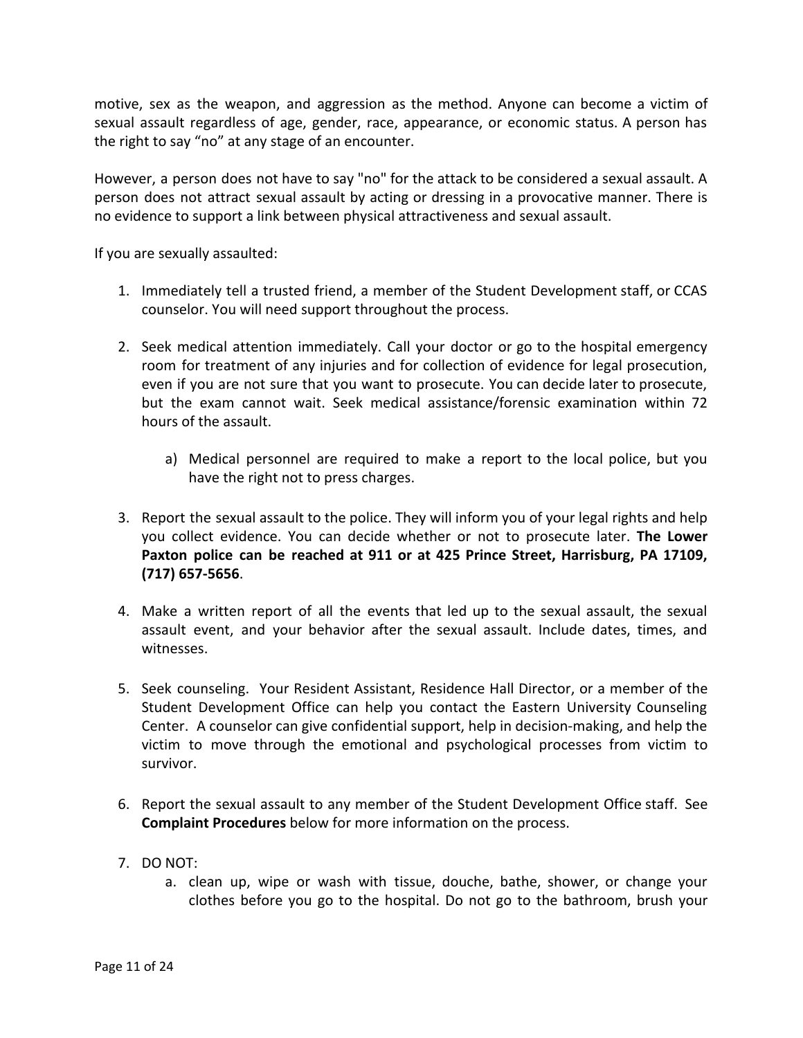motive, sex as the weapon, and aggression as the method. Anyone can become a victim of sexual assault regardless of age, gender, race, appearance, or economic status. A person has the right to say "no" at any stage of an encounter.

However, a person does not have to say "no" for the attack to be considered a sexual assault. A person does not attract sexual assault by acting or dressing in a provocative manner. There is no evidence to support a link between physical attractiveness and sexual assault.

If you are sexually assaulted:

1. Immediately tell a trusted friend, a member of the Student Development staff, or CCAS counselor. You will need support throughout the process.

2. Seek medical attention immediately. Call your doctor or go to the hospital emergency room for treatment of any injuries and for collection of evidence for legal prosecution, even if you are not sure that you want to prosecute. You can decide later to prosecute, but the exam cannot wait. Seek medical assistance/forensic examination within 72 hours of the assault.

    a) Medical personnel are required to make a report to the local police, but you have the right not to press charges.

3. Report the sexual assault to the police. They will inform you of your legal rights and help you collect evidence. You can decide whether or not to prosecute later. **The Lower Paxton police can be reached at 911 or at 425 Prince Street, Harrisburg, PA 17109, (717) 657-5656**.

4. Make a written report of all the events that led up to the sexual assault, the sexual assault event, and your behavior after the sexual assault. Include dates, times, and witnesses.

5. Seek counseling. Your Resident Assistant, Residence Hall Director, or a member of the Student Development Office can help you contact the Eastern University Counseling Center. A counselor can give confidential support, help in decision-making, and help the victim to move through the emotional and psychological processes from victim to survivor.

6. Report the sexual assault to any member of the Student Development Office staff. See **Complaint Procedures** below for more information on the process.

7. DO NOT:
    a. clean up, wipe or wash with tissue, douche, bathe, shower, or change your clothes before you go to the hospital. Do not go to the bathroom, brush your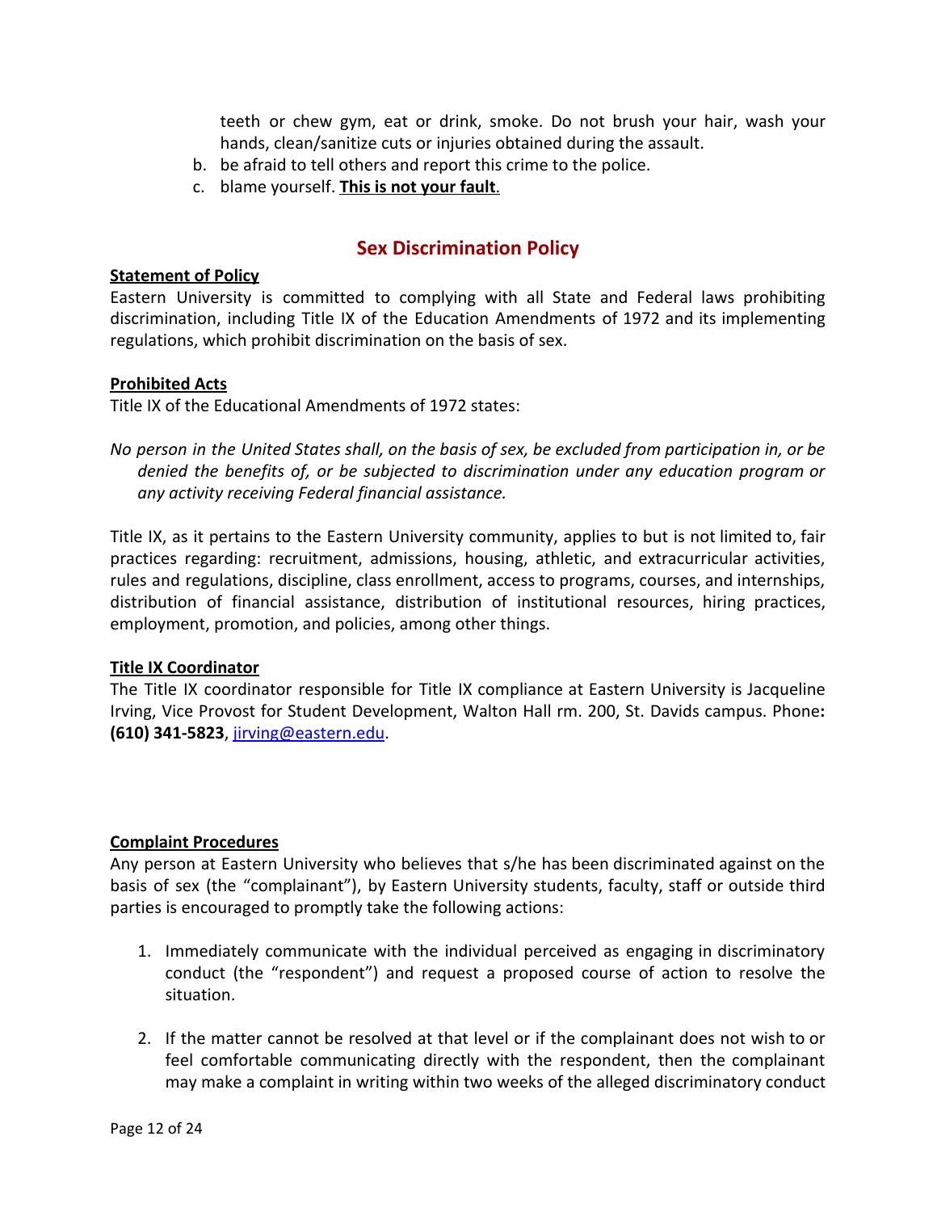teeth or chew gym, eat or drink, smoke. Do not brush your hair, wash your hands, clean/sanitize cuts or injuries obtained during the assault.

b. be afraid to tell others and report this crime to the police.

c. blame yourself. **<u>This is not your fault</u>**.

## Sex Discrimination Policy

**<u>Statement of Policy</u>**

Eastern University is committed to complying with all State and Federal laws prohibiting discrimination, including Title IX of the Education Amendments of 1972 and its implementing regulations, which prohibit discrimination on the basis of sex.

**<u>Prohibited Acts</u>**

Title IX of the Educational Amendments of 1972 states:

*No person in the United States shall, on the basis of sex, be excluded from participation in, or be denied the benefits of, or be subjected to discrimination under any education program or any activity receiving Federal financial assistance.*

Title IX, as it pertains to the Eastern University community, applies to but is not limited to, fair practices regarding: recruitment, admissions, housing, athletic, and extracurricular activities, rules and regulations, discipline, class enrollment, access to programs, courses, and internships, distribution of financial assistance, distribution of institutional resources, hiring practices, employment, promotion, and policies, among other things.

**<u>Title IX Coordinator</u>**

The Title IX coordinator responsible for Title IX compliance at Eastern University is Jacqueline Irving, Vice Provost for Student Development, Walton Hall rm. 200, St. Davids campus. Phone**: (610) 341-5823**, jirving@eastern.edu.

**<u>Complaint Procedures</u>**

Any person at Eastern University who believes that s/he has been discriminated against on the basis of sex (the "complainant"), by Eastern University students, faculty, staff or outside third parties is encouraged to promptly take the following actions:

1. Immediately communicate with the individual perceived as engaging in discriminatory conduct (the "respondent") and request a proposed course of action to resolve the situation.

2. If the matter cannot be resolved at that level or if the complainant does not wish to or feel comfortable communicating directly with the respondent, then the complainant may make a complaint in writing within two weeks of the alleged discriminatory conduct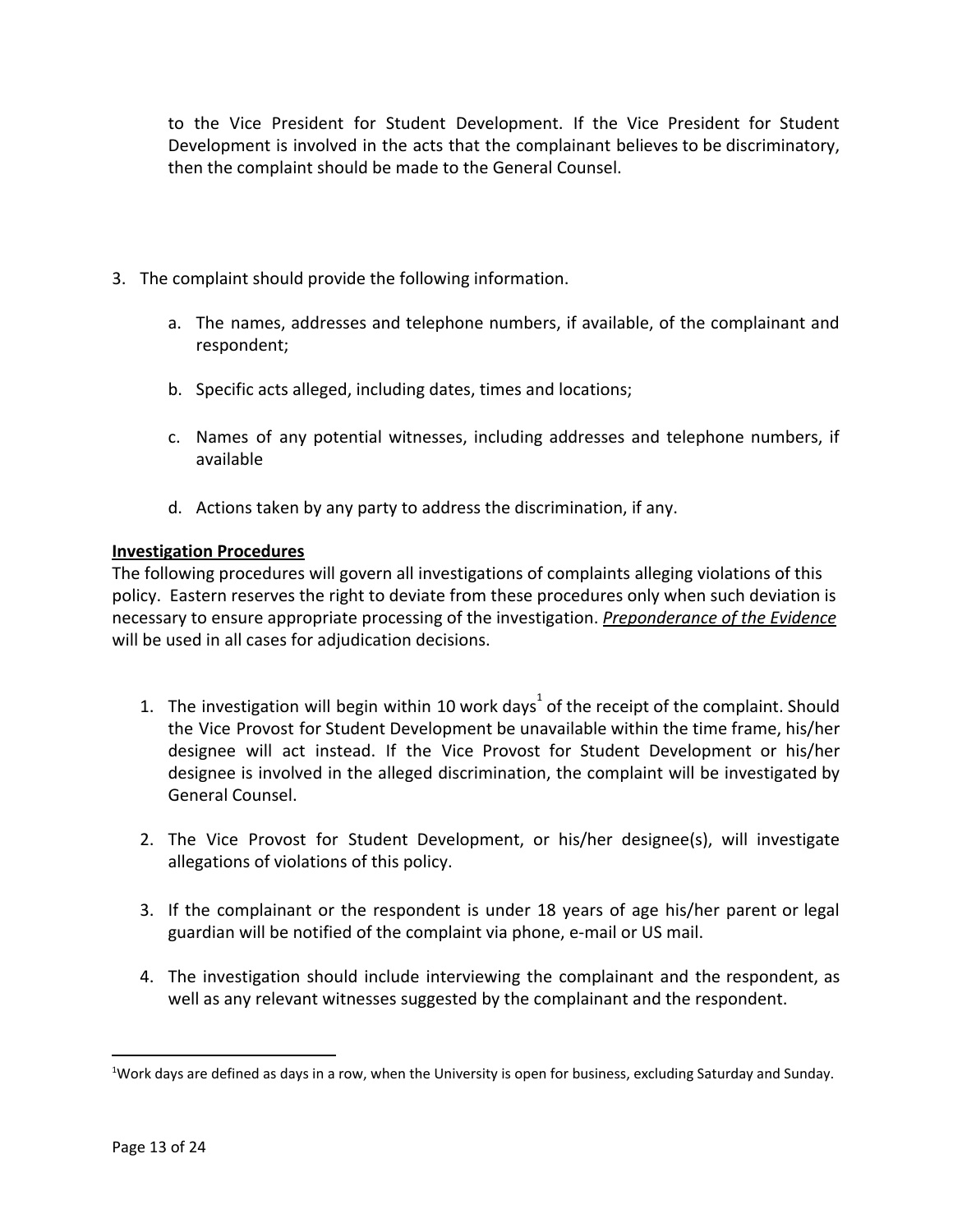to the Vice President for Student Development. If the Vice President for Student Development is involved in the acts that the complainant believes to be discriminatory, then the complaint should be made to the General Counsel.

3. The complaint should provide the following information.

    a. The names, addresses and telephone numbers, if available, of the complainant and respondent;

    b. Specific acts alleged, including dates, times and locations;

    c. Names of any potential witnesses, including addresses and telephone numbers, if available

    d. Actions taken by any party to address the discrimination, if any.

**Investigation Procedures**

The following procedures will govern all investigations of complaints alleging violations of this policy. Eastern reserves the right to deviate from these procedures only when such deviation is necessary to ensure appropriate processing of the investigation. ***Preponderance of the Evidence*** will be used in all cases for adjudication decisions.

1. The investigation will begin within 10 work days[1] of the receipt of the complaint. Should the Vice Provost for Student Development be unavailable within the time frame, his/her designee will act instead. If the Vice Provost for Student Development or his/her designee is involved in the alleged discrimination, the complaint will be investigated by General Counsel.

2. The Vice Provost for Student Development, or his/her designee(s), will investigate allegations of violations of this policy.

3. If the complainant or the respondent is under 18 years of age his/her parent or legal guardian will be notified of the complaint via phone, e-mail or US mail.

4. The investigation should include interviewing the complainant and the respondent, as well as any relevant witnesses suggested by the complainant and the respondent.

---

[1]Work days are defined as days in a row, when the University is open for business, excluding Saturday and Sunday.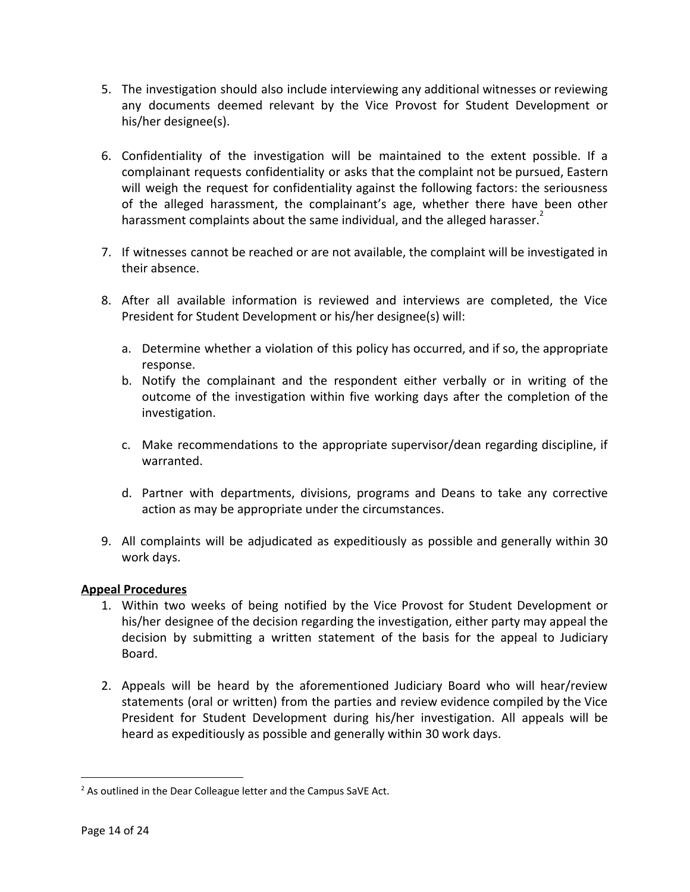5. The investigation should also include interviewing any additional witnesses or reviewing any documents deemed relevant by the Vice Provost for Student Development or his/her designee(s).

6. Confidentiality of the investigation will be maintained to the extent possible. If a complainant requests confidentiality or asks that the complaint not be pursued, Eastern will weigh the request for confidentiality against the following factors: the seriousness of the alleged harassment, the complainant's age, whether there have been other harassment complaints about the same individual, and the alleged harasser.[2]

7. If witnesses cannot be reached or are not available, the complaint will be investigated in their absence.

8. After all available information is reviewed and interviews are completed, the Vice President for Student Development or his/her designee(s) will:

   a. Determine whether a violation of this policy has occurred, and if so, the appropriate response.
   b. Notify the complainant and the respondent either verbally or in writing of the outcome of the investigation within five working days after the completion of the investigation.
   c. Make recommendations to the appropriate supervisor/dean regarding discipline, if warranted.
   d. Partner with departments, divisions, programs and Deans to take any corrective action as may be appropriate under the circumstances.

9. All complaints will be adjudicated as expeditiously as possible and generally within 30 work days.

**Appeal Procedures**

1. Within two weeks of being notified by the Vice Provost for Student Development or his/her designee of the decision regarding the investigation, either party may appeal the decision by submitting a written statement of the basis for the appeal to Judiciary Board.

2. Appeals will be heard by the aforementioned Judiciary Board who will hear/review statements (oral or written) from the parties and review evidence compiled by the Vice President for Student Development during his/her investigation. All appeals will be heard as expeditiously as possible and generally within 30 work days.

---

[2] As outlined in the Dear Colleague letter and the Campus SaVE Act.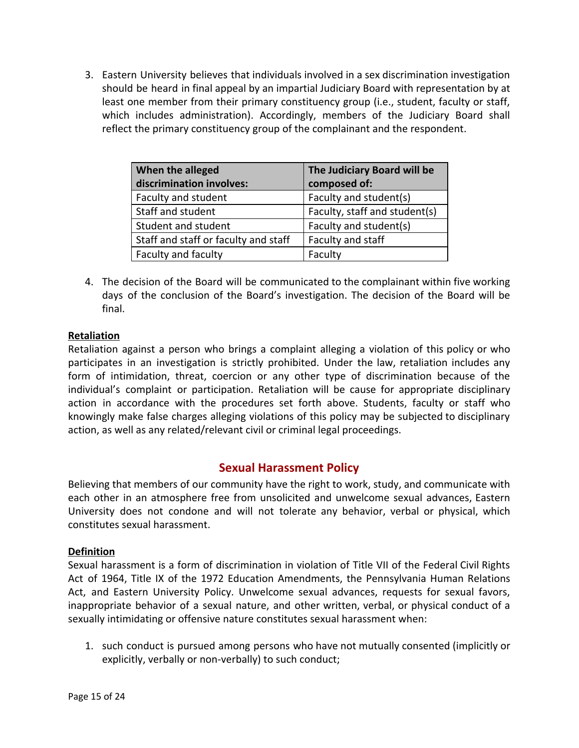3. Eastern University believes that individuals involved in a sex discrimination investigation should be heard in final appeal by an impartial Judiciary Board with representation by at least one member from their primary constituency group (i.e., student, faculty or staff, which includes administration). Accordingly, members of the Judiciary Board shall reflect the primary constituency group of the complainant and the respondent.

| When the alleged discrimination involves: | The Judiciary Board will be composed of: |
|---|---|
| Faculty and student | Faculty and student(s) |
| Staff and student | Faculty, staff and student(s) |
| Student and student | Faculty and student(s) |
| Staff and staff or faculty and staff | Faculty and staff |
| Faculty and faculty | Faculty |

4. The decision of the Board will be communicated to the complainant within five working days of the conclusion of the Board's investigation. The decision of the Board will be final.

**Retaliation**

Retaliation against a person who brings a complaint alleging a violation of this policy or who participates in an investigation is strictly prohibited. Under the law, retaliation includes any form of intimidation, threat, coercion or any other type of discrimination because of the individual's complaint or participation. Retaliation will be cause for appropriate disciplinary action in accordance with the procedures set forth above. Students, faculty or staff who knowingly make false charges alleging violations of this policy may be subjected to disciplinary action, as well as any related/relevant civil or criminal legal proceedings.

## Sexual Harassment Policy

Believing that members of our community have the right to work, study, and communicate with each other in an atmosphere free from unsolicited and unwelcome sexual advances, Eastern University does not condone and will not tolerate any behavior, verbal or physical, which constitutes sexual harassment.

**Definition**

Sexual harassment is a form of discrimination in violation of Title VII of the Federal Civil Rights Act of 1964, Title IX of the 1972 Education Amendments, the Pennsylvania Human Relations Act, and Eastern University Policy. Unwelcome sexual advances, requests for sexual favors, inappropriate behavior of a sexual nature, and other written, verbal, or physical conduct of a sexually intimidating or offensive nature constitutes sexual harassment when:

1. such conduct is pursued among persons who have not mutually consented (implicitly or explicitly, verbally or non-verbally) to such conduct;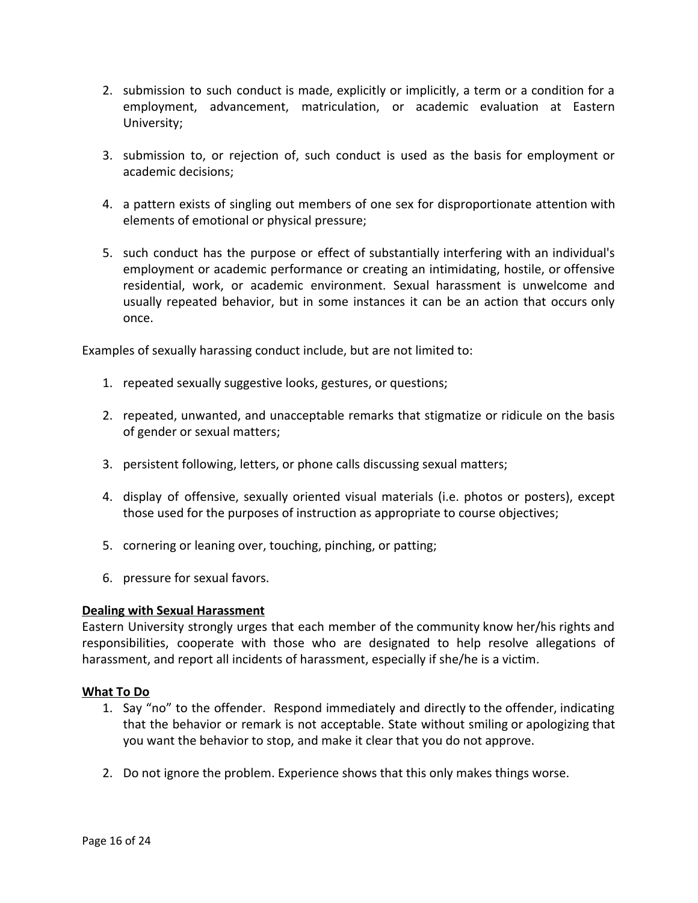2. submission to such conduct is made, explicitly or implicitly, a term or a condition for a employment, advancement, matriculation, or academic evaluation at Eastern University;

3. submission to, or rejection of, such conduct is used as the basis for employment or academic decisions;

4. a pattern exists of singling out members of one sex for disproportionate attention with elements of emotional or physical pressure;

5. such conduct has the purpose or effect of substantially interfering with an individual's employment or academic performance or creating an intimidating, hostile, or offensive residential, work, or academic environment. Sexual harassment is unwelcome and usually repeated behavior, but in some instances it can be an action that occurs only once.

Examples of sexually harassing conduct include, but are not limited to:

1. repeated sexually suggestive looks, gestures, or questions;

2. repeated, unwanted, and unacceptable remarks that stigmatize or ridicule on the basis of gender or sexual matters;

3. persistent following, letters, or phone calls discussing sexual matters;

4. display of offensive, sexually oriented visual materials (i.e. photos or posters), except those used for the purposes of instruction as appropriate to course objectives;

5. cornering or leaning over, touching, pinching, or patting;

6. pressure for sexual favors.

**Dealing with Sexual Harassment**

Eastern University strongly urges that each member of the community know her/his rights and responsibilities, cooperate with those who are designated to help resolve allegations of harassment, and report all incidents of harassment, especially if she/he is a victim.

**What To Do**

1. Say "no" to the offender. Respond immediately and directly to the offender, indicating that the behavior or remark is not acceptable. State without smiling or apologizing that you want the behavior to stop, and make it clear that you do not approve.

2. Do not ignore the problem. Experience shows that this only makes things worse.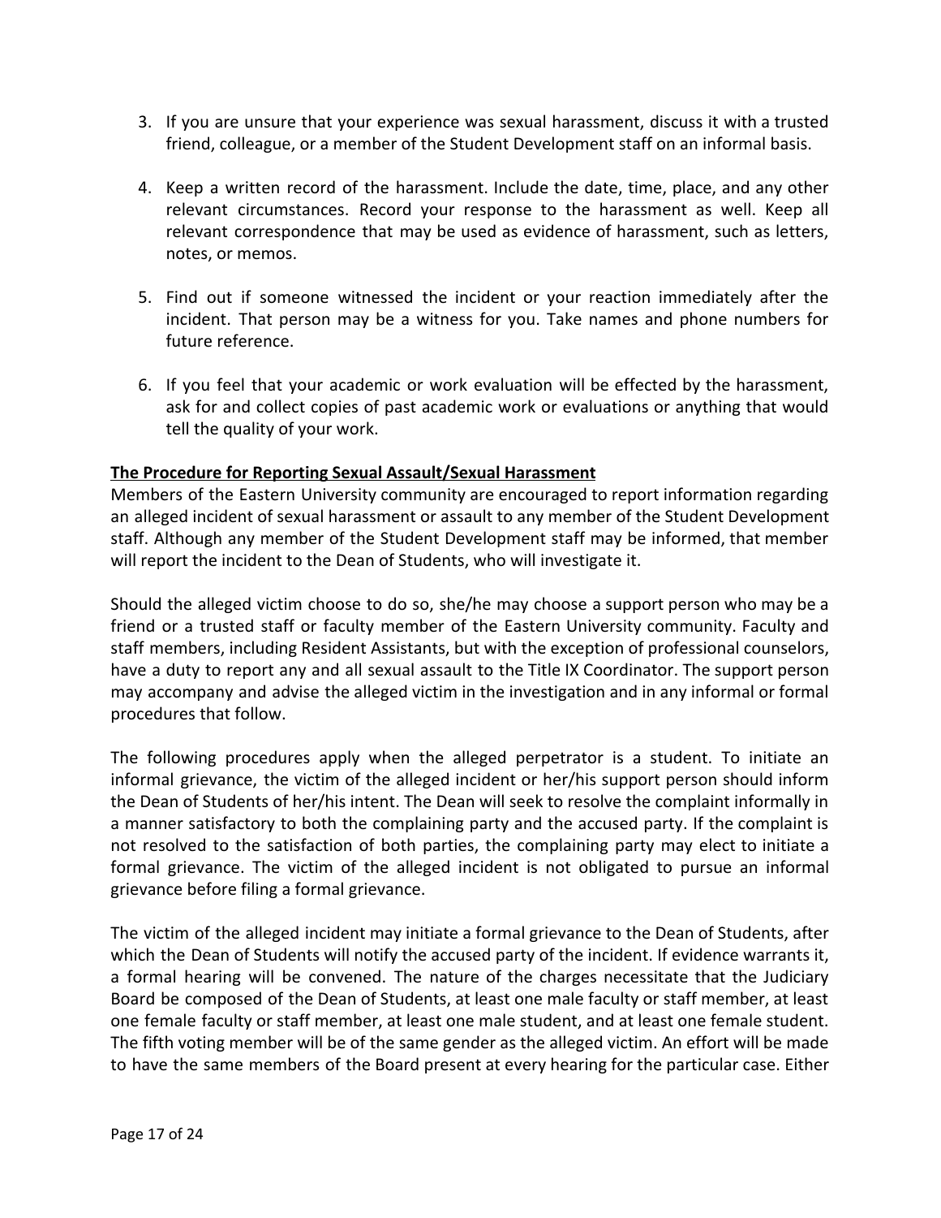3. If you are unsure that your experience was sexual harassment, discuss it with a trusted friend, colleague, or a member of the Student Development staff on an informal basis.

4. Keep a written record of the harassment. Include the date, time, place, and any other relevant circumstances. Record your response to the harassment as well. Keep all relevant correspondence that may be used as evidence of harassment, such as letters, notes, or memos.

5. Find out if someone witnessed the incident or your reaction immediately after the incident. That person may be a witness for you. Take names and phone numbers for future reference.

6. If you feel that your academic or work evaluation will be effected by the harassment, ask for and collect copies of past academic work or evaluations or anything that would tell the quality of your work.

**The Procedure for Reporting Sexual Assault/Sexual Harassment**

Members of the Eastern University community are encouraged to report information regarding an alleged incident of sexual harassment or assault to any member of the Student Development staff. Although any member of the Student Development staff may be informed, that member will report the incident to the Dean of Students, who will investigate it.

Should the alleged victim choose to do so, she/he may choose a support person who may be a friend or a trusted staff or faculty member of the Eastern University community. Faculty and staff members, including Resident Assistants, but with the exception of professional counselors, have a duty to report any and all sexual assault to the Title IX Coordinator. The support person may accompany and advise the alleged victim in the investigation and in any informal or formal procedures that follow.

The following procedures apply when the alleged perpetrator is a student. To initiate an informal grievance, the victim of the alleged incident or her/his support person should inform the Dean of Students of her/his intent. The Dean will seek to resolve the complaint informally in a manner satisfactory to both the complaining party and the accused party. If the complaint is not resolved to the satisfaction of both parties, the complaining party may elect to initiate a formal grievance. The victim of the alleged incident is not obligated to pursue an informal grievance before filing a formal grievance.

The victim of the alleged incident may initiate a formal grievance to the Dean of Students, after which the Dean of Students will notify the accused party of the incident. If evidence warrants it, a formal hearing will be convened. The nature of the charges necessitate that the Judiciary Board be composed of the Dean of Students, at least one male faculty or staff member, at least one female faculty or staff member, at least one male student, and at least one female student. The fifth voting member will be of the same gender as the alleged victim. An effort will be made to have the same members of the Board present at every hearing for the particular case. Either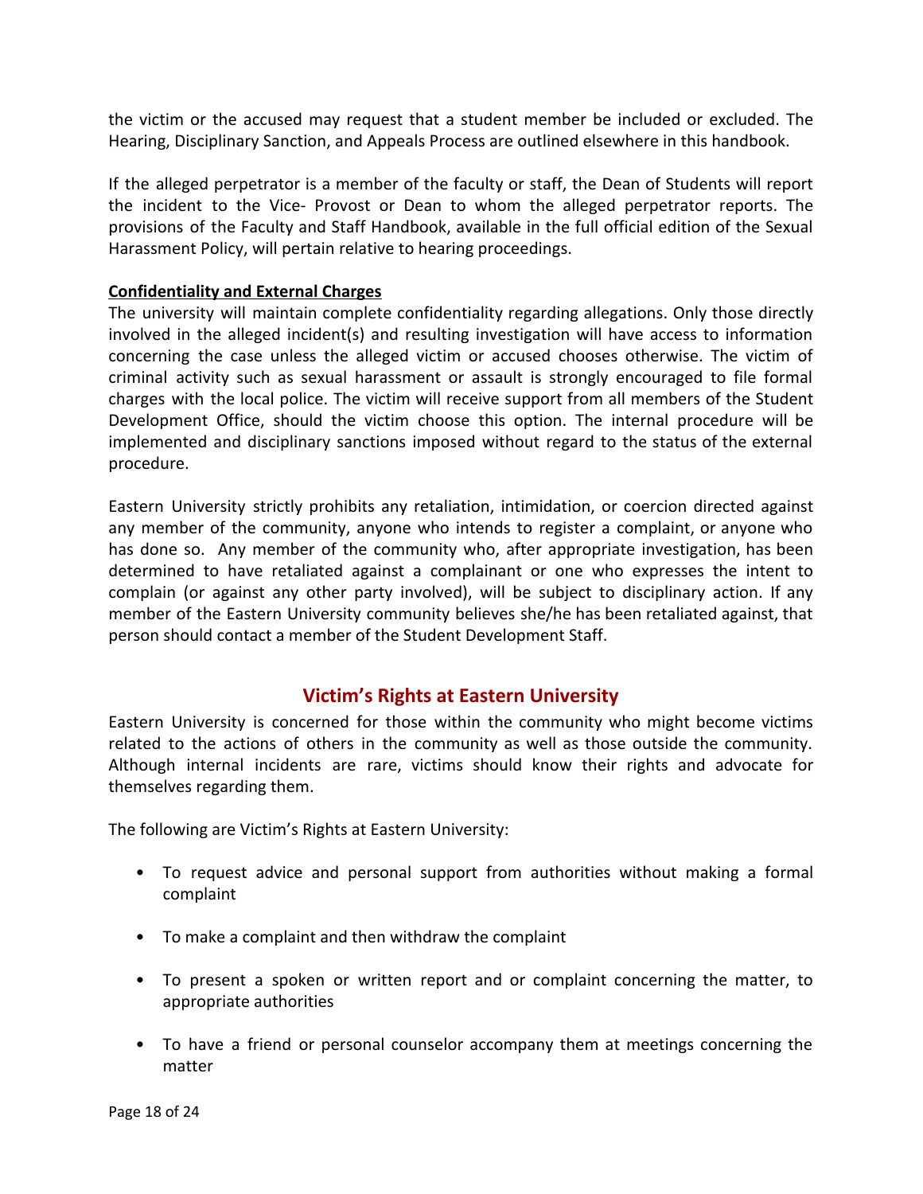the victim or the accused may request that a student member be included or excluded. The Hearing, Disciplinary Sanction, and Appeals Process are outlined elsewhere in this handbook.

If the alleged perpetrator is a member of the faculty or staff, the Dean of Students will report the incident to the Vice- Provost or Dean to whom the alleged perpetrator reports. The provisions of the Faculty and Staff Handbook, available in the full official edition of the Sexual Harassment Policy, will pertain relative to hearing proceedings.

**Confidentiality and External Charges**

The university will maintain complete confidentiality regarding allegations. Only those directly involved in the alleged incident(s) and resulting investigation will have access to information concerning the case unless the alleged victim or accused chooses otherwise. The victim of criminal activity such as sexual harassment or assault is strongly encouraged to file formal charges with the local police. The victim will receive support from all members of the Student Development Office, should the victim choose this option. The internal procedure will be implemented and disciplinary sanctions imposed without regard to the status of the external procedure.

Eastern University strictly prohibits any retaliation, intimidation, or coercion directed against any member of the community, anyone who intends to register a complaint, or anyone who has done so. Any member of the community who, after appropriate investigation, has been determined to have retaliated against a complainant or one who expresses the intent to complain (or against any other party involved), will be subject to disciplinary action. If any member of the Eastern University community believes she/he has been retaliated against, that person should contact a member of the Student Development Staff.

## Victim's Rights at Eastern University

Eastern University is concerned for those within the community who might become victims related to the actions of others in the community as well as those outside the community. Although internal incidents are rare, victims should know their rights and advocate for themselves regarding them.

The following are Victim's Rights at Eastern University:

- To request advice and personal support from authorities without making a formal complaint
- To make a complaint and then withdraw the complaint
- To present a spoken or written report and or complaint concerning the matter, to appropriate authorities
- To have a friend or personal counselor accompany them at meetings concerning the matter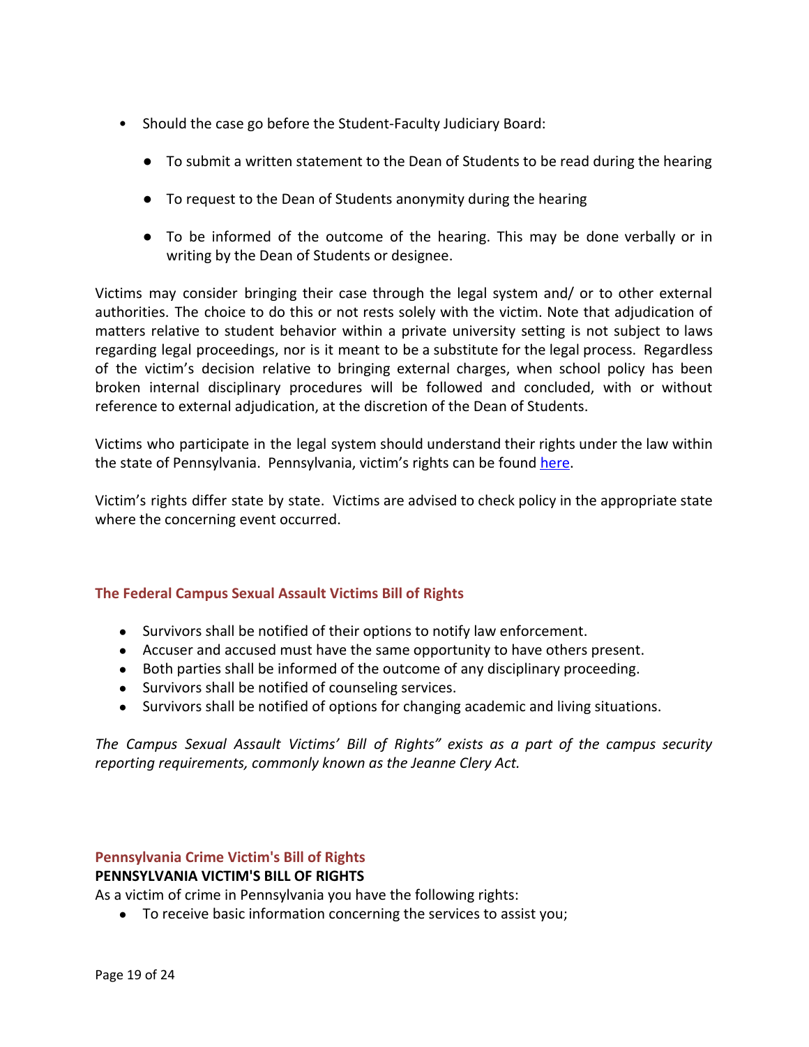- Should the case go before the Student-Faculty Judiciary Board:
  - To submit a written statement to the Dean of Students to be read during the hearing
  - To request to the Dean of Students anonymity during the hearing
  - To be informed of the outcome of the hearing. This may be done verbally or in writing by the Dean of Students or designee.

Victims may consider bringing their case through the legal system and/ or to other external authorities. The choice to do this or not rests solely with the victim. Note that adjudication of matters relative to student behavior within a private university setting is not subject to laws regarding legal proceedings, nor is it meant to be a substitute for the legal process. Regardless of the victim's decision relative to bringing external charges, when school policy has been broken internal disciplinary procedures will be followed and concluded, with or without reference to external adjudication, at the discretion of the Dean of Students.

Victims who participate in the legal system should understand their rights under the law within the state of Pennsylvania. Pennsylvania, victim's rights can be found here.

Victim's rights differ state by state. Victims are advised to check policy in the appropriate state where the concerning event occurred.

## The Federal Campus Sexual Assault Victims Bill of Rights

- Survivors shall be notified of their options to notify law enforcement.
- Accuser and accused must have the same opportunity to have others present.
- Both parties shall be informed of the outcome of any disciplinary proceeding.
- Survivors shall be notified of counseling services.
- Survivors shall be notified of options for changing academic and living situations.

*The Campus Sexual Assault Victims' Bill of Rights" exists as a part of the campus security reporting requirements, commonly known as the Jeanne Clery Act.*

## Pennsylvania Crime Victim's Bill of Rights

**PENNSYLVANIA VICTIM'S BILL OF RIGHTS**

As a victim of crime in Pennsylvania you have the following rights:

- To receive basic information concerning the services to assist you;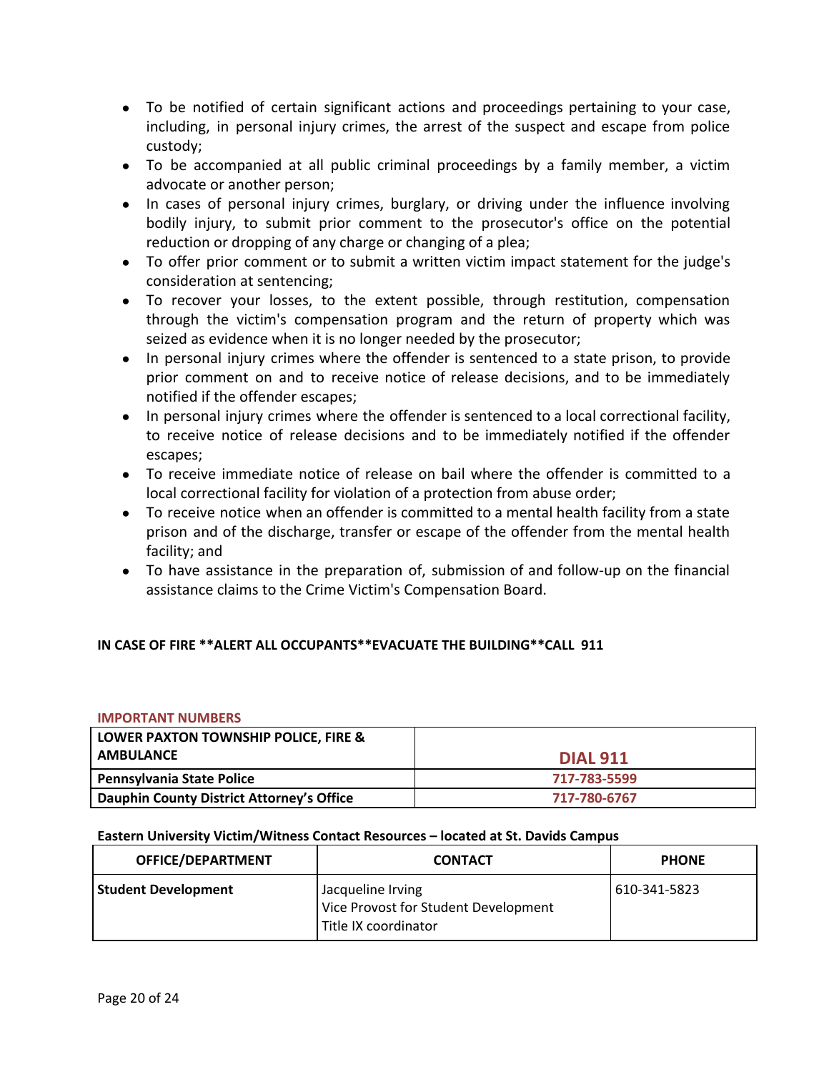- To be notified of certain significant actions and proceedings pertaining to your case, including, in personal injury crimes, the arrest of the suspect and escape from police custody;
- To be accompanied at all public criminal proceedings by a family member, a victim advocate or another person;
- In cases of personal injury crimes, burglary, or driving under the influence involving bodily injury, to submit prior comment to the prosecutor's office on the potential reduction or dropping of any charge or changing of a plea;
- To offer prior comment or to submit a written victim impact statement for the judge's consideration at sentencing;
- To recover your losses, to the extent possible, through restitution, compensation through the victim's compensation program and the return of property which was seized as evidence when it is no longer needed by the prosecutor;
- In personal injury crimes where the offender is sentenced to a state prison, to provide prior comment on and to receive notice of release decisions, and to be immediately notified if the offender escapes;
- In personal injury crimes where the offender is sentenced to a local correctional facility, to receive notice of release decisions and to be immediately notified if the offender escapes;
- To receive immediate notice of release on bail where the offender is committed to a local correctional facility for violation of a protection from abuse order;
- To receive notice when an offender is committed to a mental health facility from a state prison and of the discharge, transfer or escape of the offender from the mental health facility; and
- To have assistance in the preparation of, submission of and follow-up on the financial assistance claims to the Crime Victim's Compensation Board.

**IN CASE OF FIRE **ALERT ALL OCCUPANTS**EVACUATE THE BUILDING**CALL 911**

**IMPORTANT NUMBERS**

| | |
|---|---|
| **LOWER PAXTON TOWNSHIP POLICE, FIRE & AMBULANCE** | **DIAL 911** |
| **Pennsylvania State Police** | **717-783-5599** |
| **Dauphin County District Attorney's Office** | **717-780-6767** |

**Eastern University Victim/Witness Contact Resources – located at St. Davids Campus**

| OFFICE/DEPARTMENT | CONTACT | PHONE |
|---|---|---|
| **Student Development** | Jacqueline Irving<br>Vice Provost for Student Development<br>Title IX coordinator | 610-341-5823 |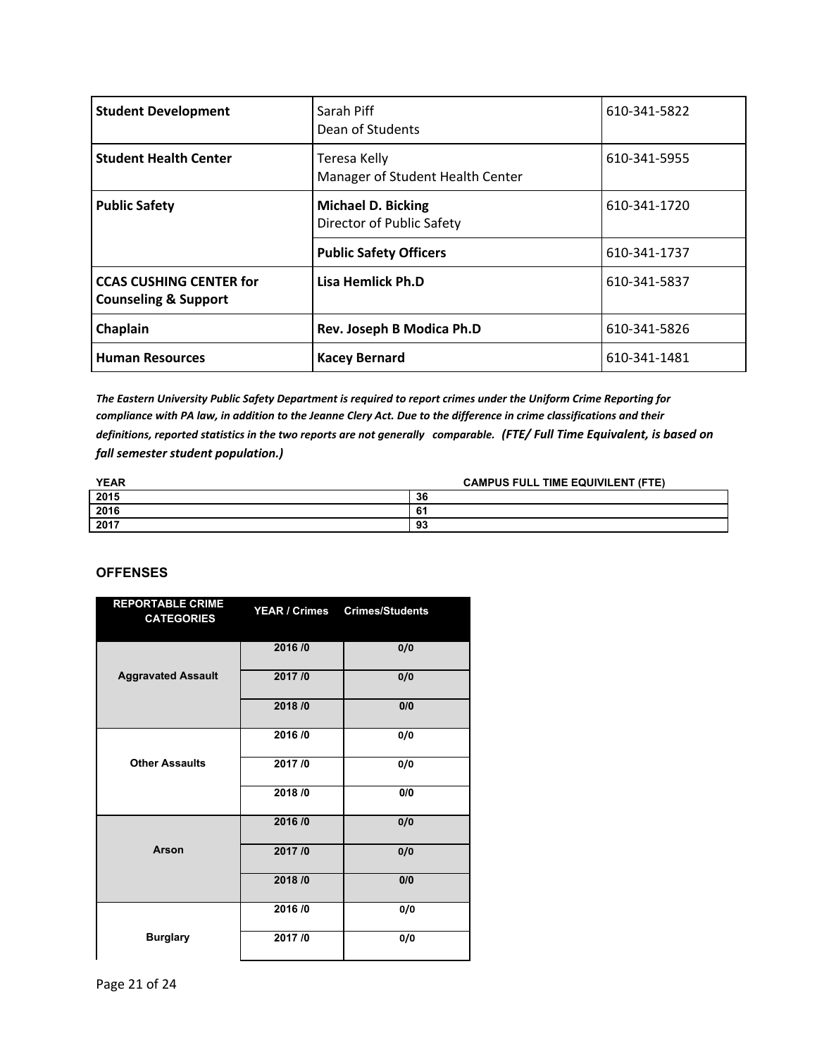| **Student Development** | Sarah Piff<br>Dean of Students | 610-341-5822 |
|---|---|---|
| **Student Health Center** | Teresa Kelly<br>Manager of Student Health Center | 610-341-5955 |
| **Public Safety** | **Michael D. Bicking**<br>Director of Public Safety | 610-341-1720 |
| | **Public Safety Officers** | 610-341-1737 |
| **CCAS CUSHING CENTER for Counseling & Support** | **Lisa Hemlick Ph.D** | 610-341-5837 |
| **Chaplain** | **Rev. Joseph B Modica Ph.D** | 610-341-5826 |
| **Human Resources** | **Kacey Bernard** | 610-341-1481 |

***The Eastern University Public Safety Department is required to report crimes under the Uniform Crime Reporting for compliance with PA law, in addition to the Jeanne Clery Act. Due to the difference in crime classifications and their definitions, reported statistics in the two reports are not generally comparable. (FTE/ Full Time Equivalent, is based on fall semester student population.)***

| YEAR | CAMPUS FULL TIME EQUIVILENT (FTE) |
|---|---|
| 2015 | 36 |
| 2016 | 61 |
| 2017 | 93 |

### OFFENSES

| REPORTABLE CRIME CATEGORIES | YEAR / Crimes | Crimes/Students |
|---|---|---|
| Aggravated Assault | 2016 /0 | 0/0 |
| | 2017 /0 | 0/0 |
| | 2018 /0 | 0/0 |
| Other Assaults | 2016 /0 | 0/0 |
| | 2017 /0 | 0/0 |
| | 2018 /0 | 0/0 |
| Arson | 2016 /0 | 0/0 |
| | 2017 /0 | 0/0 |
| | 2018 /0 | 0/0 |
| Burglary | 2016 /0 | 0/0 |
| | 2017 /0 | 0/0 |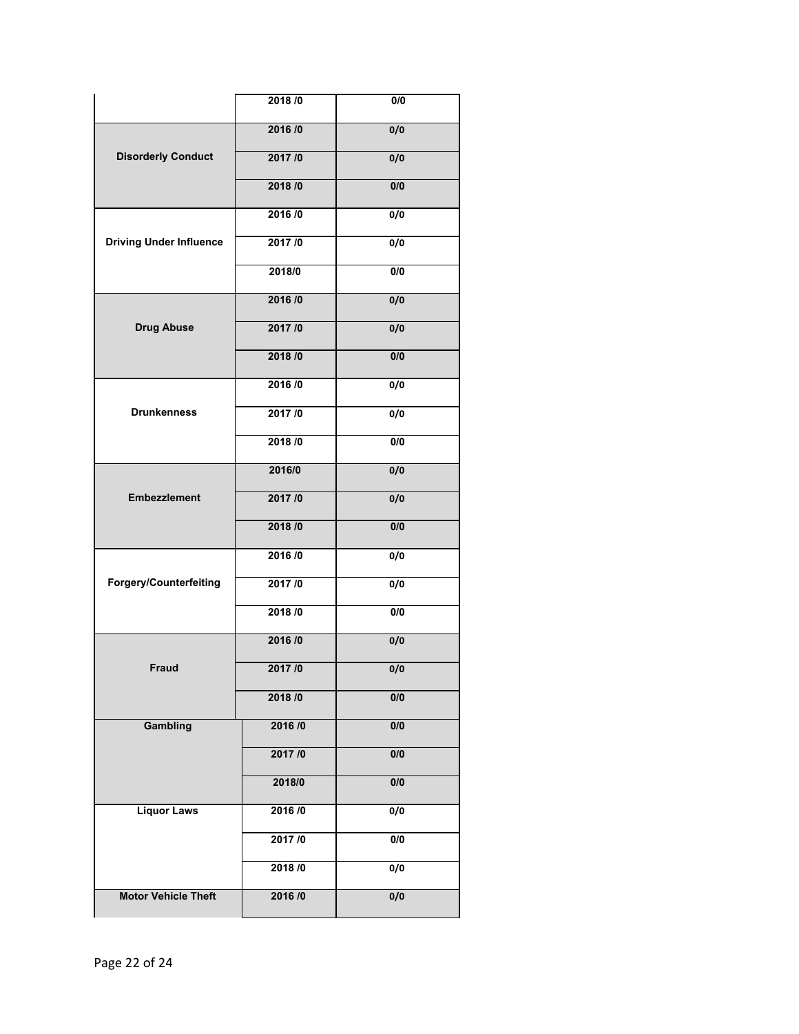| | | |
|---|---|---|
| | 2018 /0 | 0/0 |
| Disorderly Conduct | 2016 /0 | 0/0 |
| | 2017 /0 | 0/0 |
| | 2018 /0 | 0/0 |
| Driving Under Influence | 2016 /0 | 0/0 |
| | 2017 /0 | 0/0 |
| | 2018/0 | 0/0 |
| Drug Abuse | 2016 /0 | 0/0 |
| | 2017 /0 | 0/0 |
| | 2018 /0 | 0/0 |
| Drunkenness | 2016 /0 | 0/0 |
| | 2017 /0 | 0/0 |
| | 2018 /0 | 0/0 |
| Embezzlement | 2016/0 | 0/0 |
| | 2017 /0 | 0/0 |
| | 2018 /0 | 0/0 |
| Forgery/Counterfeiting | 2016 /0 | 0/0 |
| | 2017 /0 | 0/0 |
| | 2018 /0 | 0/0 |
| Fraud | 2016 /0 | 0/0 |
| | 2017 /0 | 0/0 |
| | 2018 /0 | 0/0 |
| Gambling | 2016 /0 | 0/0 |
| | 2017 /0 | 0/0 |
| | 2018/0 | 0/0 |
| Liquor Laws | 2016 /0 | 0/0 |
| | 2017 /0 | 0/0 |
| | 2018 /0 | 0/0 |
| Motor Vehicle Theft | 2016 /0 | 0/0 |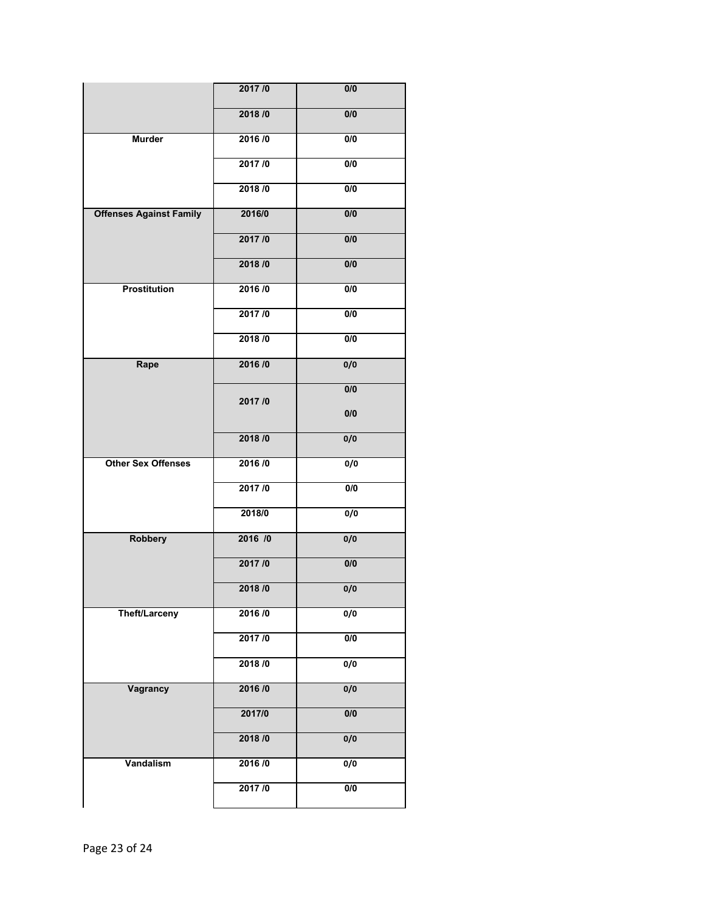| | | |
|---|---|---|
| | 2017 /0 | 0/0 |
| | 2018 /0 | 0/0 |
| **Murder** | 2016 /0 | 0/0 |
| | 2017 /0 | 0/0 |
| | 2018 /0 | 0/0 |
| **Offenses Against Family** | 2016/0 | 0/0 |
| | 2017 /0 | 0/0 |
| | 2018 /0 | 0/0 |
| **Prostitution** | 2016 /0 | 0/0 |
| | 2017 /0 | 0/0 |
| | 2018 /0 | 0/0 |
| **Rape** | 2016 /0 | 0/0 |
| | 2017 /0 | 0/0<br>0/0 |
| | 2018 /0 | 0/0 |
| **Other Sex Offenses** | 2016 /0 | 0/0 |
| | 2017 /0 | 0/0 |
| | 2018/0 | 0/0 |
| **Robbery** | 2016 /0 | 0/0 |
| | 2017 /0 | 0/0 |
| | 2018 /0 | 0/0 |
| **Theft/Larceny** | 2016 /0 | 0/0 |
| | 2017 /0 | 0/0 |
| | 2018 /0 | 0/0 |
| **Vagrancy** | 2016 /0 | 0/0 |
| | 2017/0 | 0/0 |
| | 2018 /0 | 0/0 |
| **Vandalism** | 2016 /0 | 0/0 |
| | 2017 /0 | 0/0 |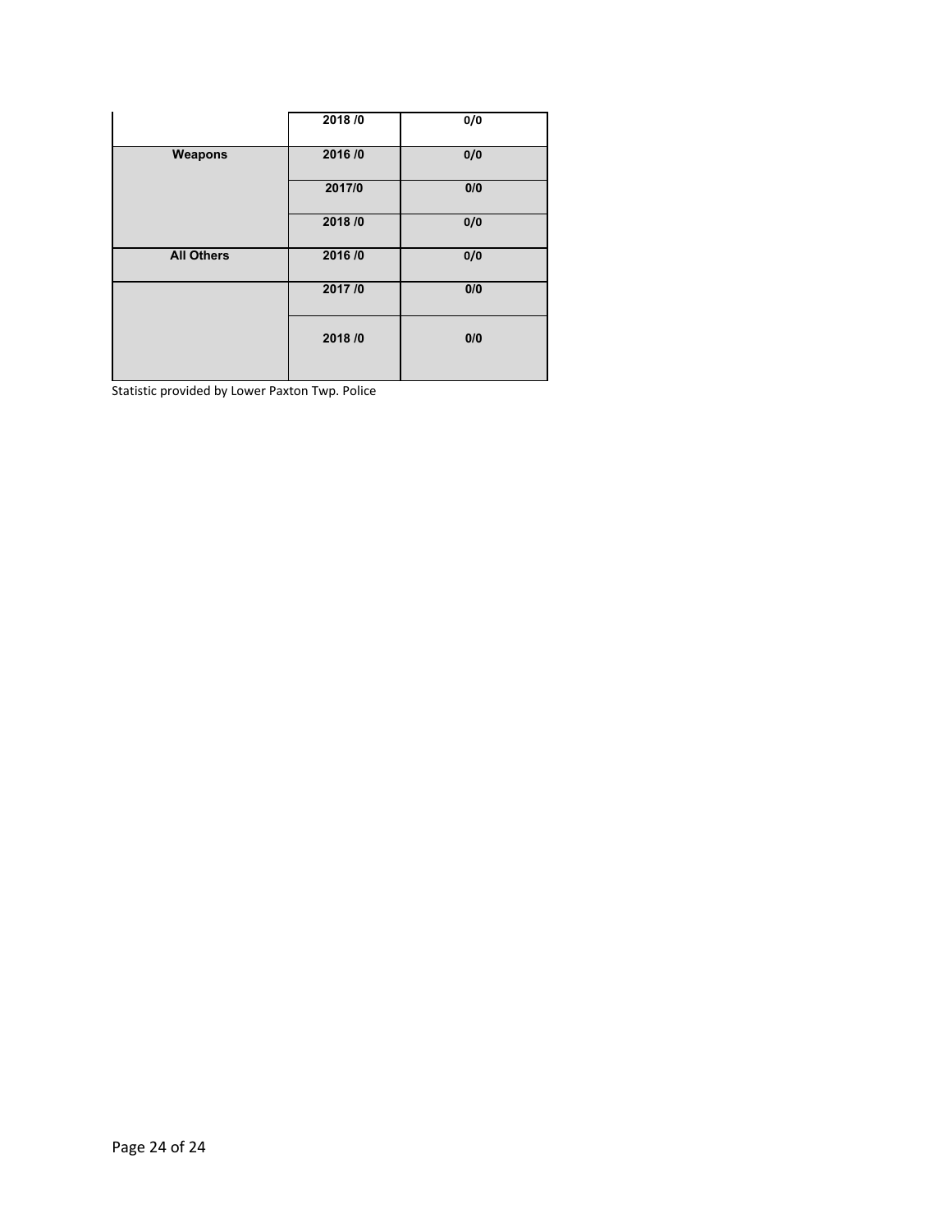| | | |
|---|---|---|
| | **2018 /0** | **0/0** |
| **Weapons** | **2016 /0** | **0/0** |
| | **2017/0** | **0/0** |
| | **2018 /0** | **0/0** |
| **All Others** | **2016 /0** | **0/0** |
| | **2017 /0** | **0/0** |
| | **2018 /0** | **0/0** |

Statistic provided by Lower Paxton Twp. Police